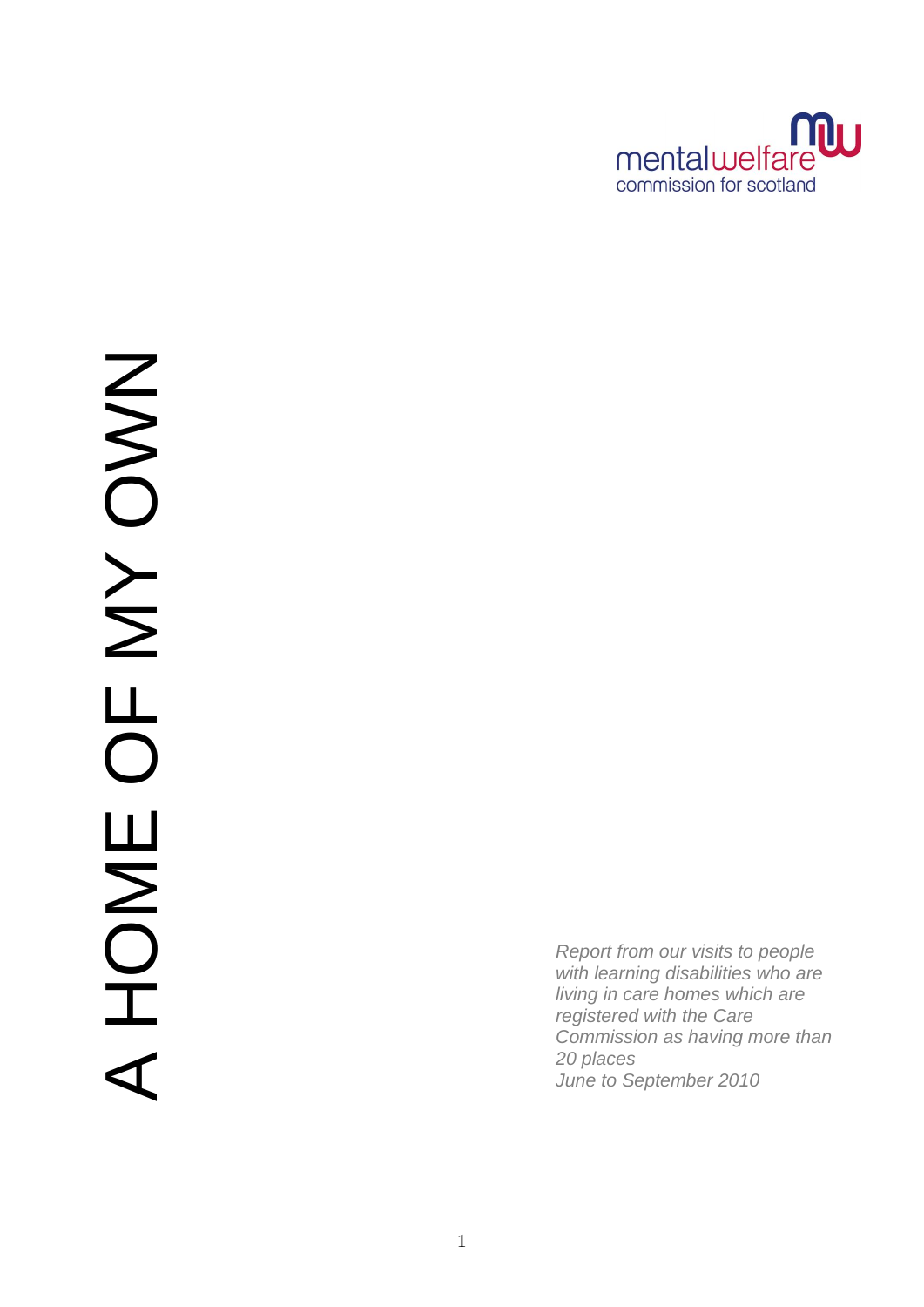mentalwelfare
commission for scotland

# A HOME OF MY OWN

*Report from our visits to people with learning disabilities who are living in care homes which are registered with the Care Commission as having more than 20 places*
*June to September 2010*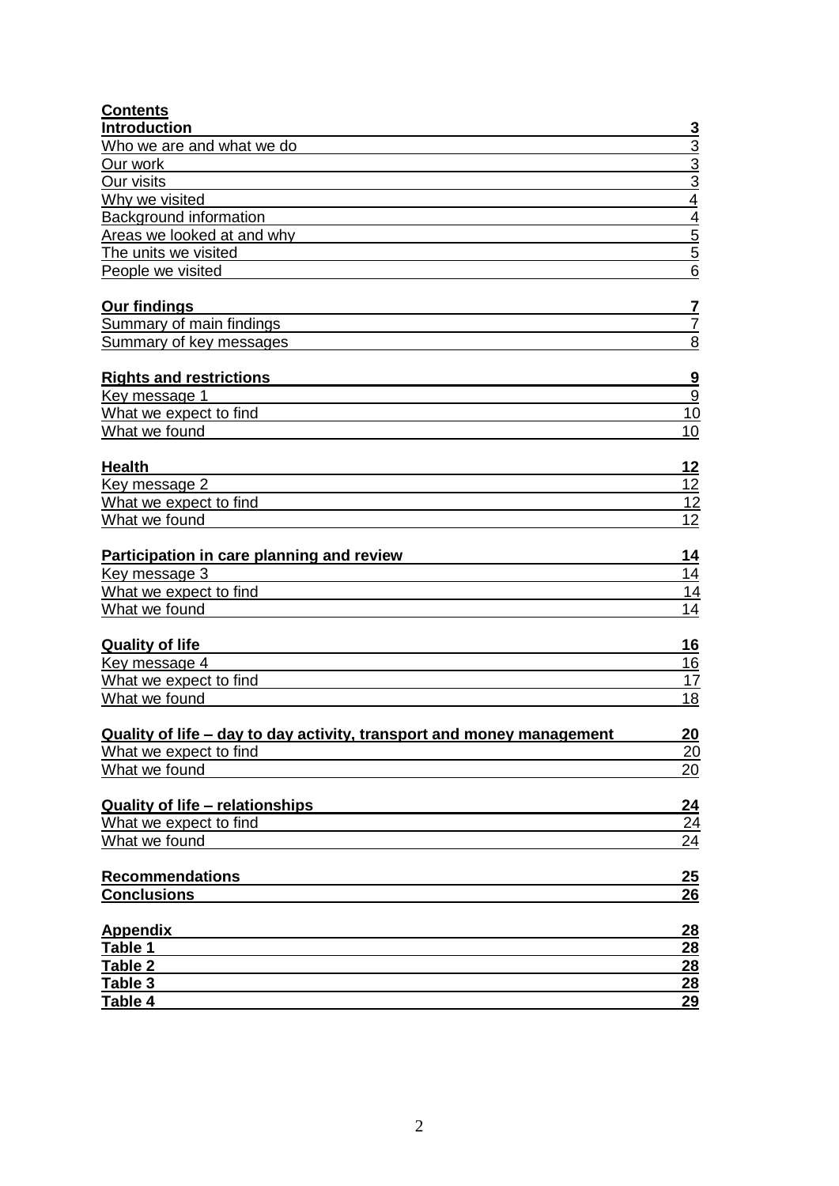## Contents

| | |
|---|---|
| **Introduction** | **3** |
| Who we are and what we do | 3 |
| Our work | 3 |
| Our visits | 3 |
| Why we visited | 4 |
| Background information | 4 |
| Areas we looked at and why | 5 |
| The units we visited | 5 |
| People we visited | 6 |
| **Our findings** | **7** |
| Summary of main findings | 7 |
| Summary of key messages | 8 |
| **Rights and restrictions** | **9** |
| Key message 1 | 9 |
| What we expect to find | 10 |
| What we found | 10 |
| **Health** | **12** |
| Key message 2 | 12 |
| What we expect to find | 12 |
| What we found | 12 |
| **Participation in care planning and review** | **14** |
| Key message 3 | 14 |
| What we expect to find | 14 |
| What we found | 14 |
| **Quality of life** | **16** |
| Key message 4 | 16 |
| What we expect to find | 17 |
| What we found | 18 |
| **Quality of life – day to day activity, transport and money management** | **20** |
| What we expect to find | 20 |
| What we found | 20 |
| **Quality of life – relationships** | **24** |
| What we expect to find | 24 |
| What we found | 24 |
| **Recommendations** | **25** |
| **Conclusions** | **26** |
| **Appendix** | **28** |
| **Table 1** | **28** |
| **Table 2** | **28** |
| **Table 3** | **28** |
| **Table 4** | **29** |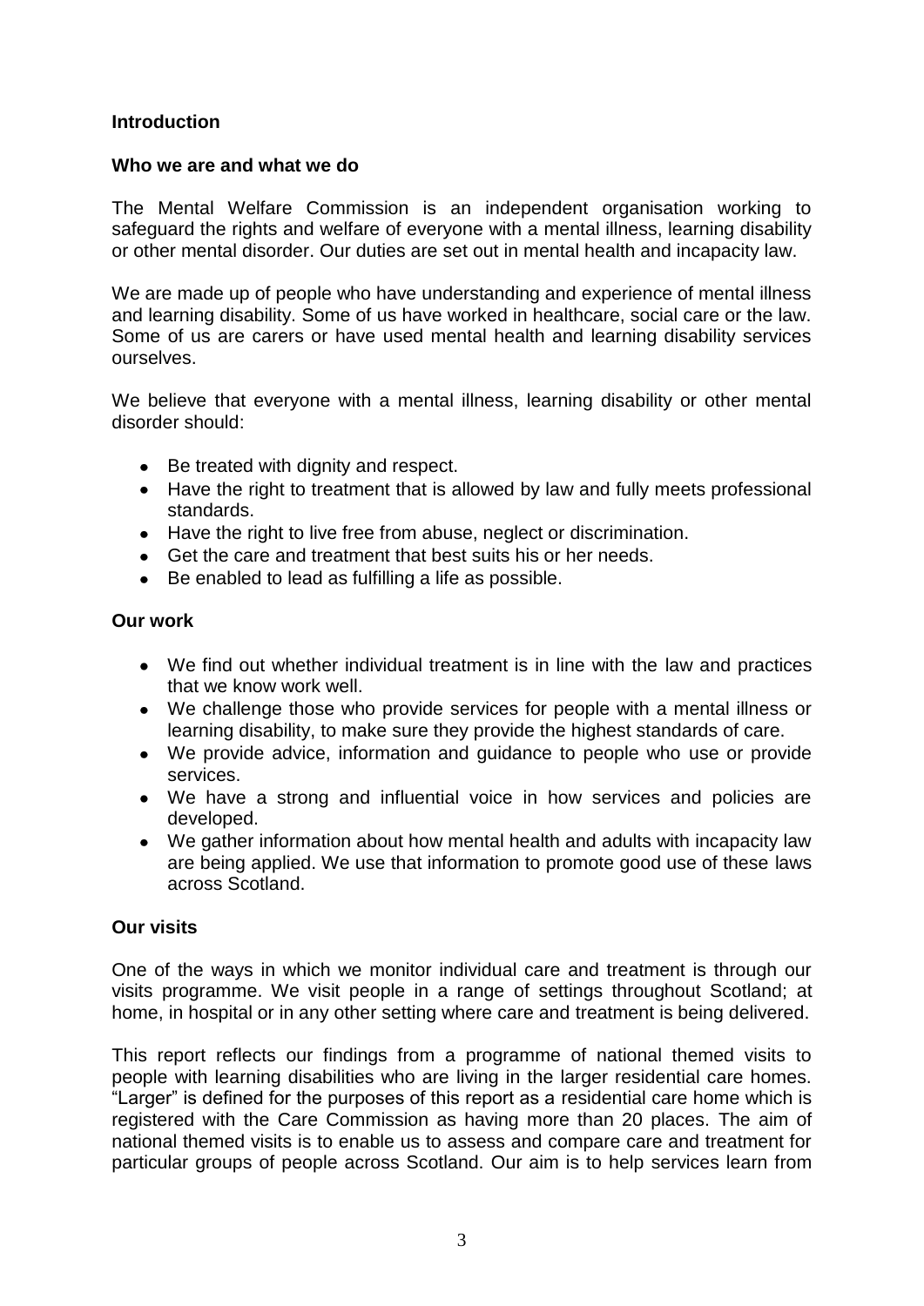## Introduction

### Who we are and what we do

The Mental Welfare Commission is an independent organisation working to safeguard the rights and welfare of everyone with a mental illness, learning disability or other mental disorder. Our duties are set out in mental health and incapacity law.

We are made up of people who have understanding and experience of mental illness and learning disability. Some of us have worked in healthcare, social care or the law. Some of us are carers or have used mental health and learning disability services ourselves.

We believe that everyone with a mental illness, learning disability or other mental disorder should:

- Be treated with dignity and respect.
- Have the right to treatment that is allowed by law and fully meets professional standards.
- Have the right to live free from abuse, neglect or discrimination.
- Get the care and treatment that best suits his or her needs.
- Be enabled to lead as fulfilling a life as possible.

### Our work

- We find out whether individual treatment is in line with the law and practices that we know work well.
- We challenge those who provide services for people with a mental illness or learning disability, to make sure they provide the highest standards of care.
- We provide advice, information and guidance to people who use or provide services.
- We have a strong and influential voice in how services and policies are developed.
- We gather information about how mental health and adults with incapacity law are being applied. We use that information to promote good use of these laws across Scotland.

### Our visits

One of the ways in which we monitor individual care and treatment is through our visits programme. We visit people in a range of settings throughout Scotland; at home, in hospital or in any other setting where care and treatment is being delivered.

This report reflects our findings from a programme of national themed visits to people with learning disabilities who are living in the larger residential care homes. "Larger" is defined for the purposes of this report as a residential care home which is registered with the Care Commission as having more than 20 places. The aim of national themed visits is to enable us to assess and compare care and treatment for particular groups of people across Scotland. Our aim is to help services learn from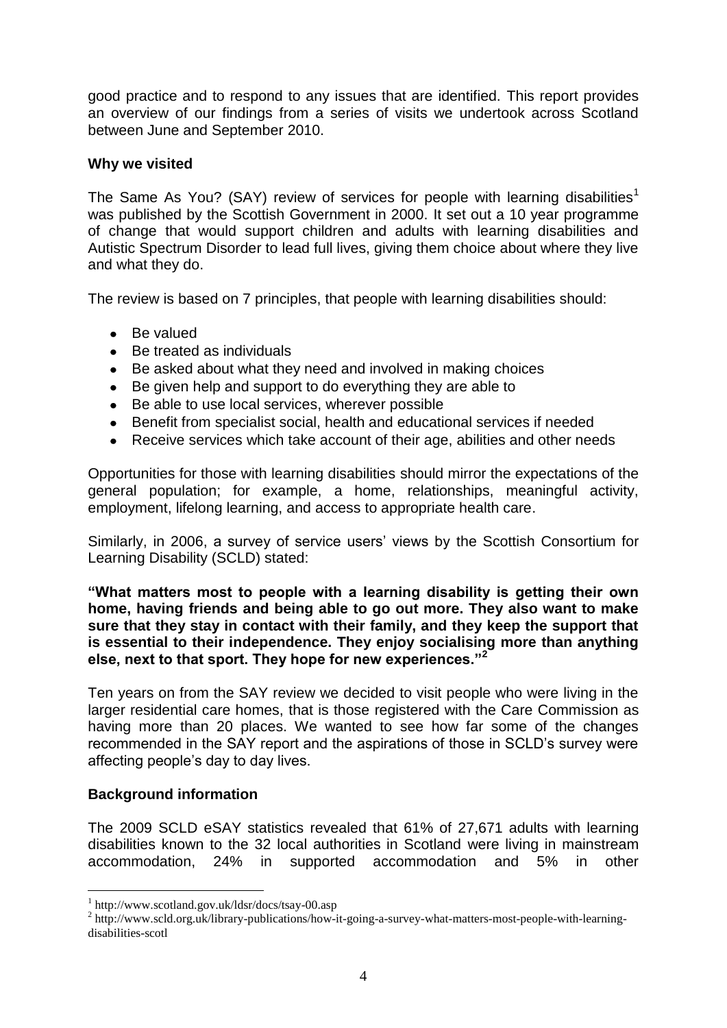good practice and to respond to any issues that are identified. This report provides an overview of our findings from a series of visits we undertook across Scotland between June and September 2010.

**Why we visited**

The Same As You? (SAY) review of services for people with learning disabilities[1] was published by the Scottish Government in 2000. It set out a 10 year programme of change that would support children and adults with learning disabilities and Autistic Spectrum Disorder to lead full lives, giving them choice about where they live and what they do.

The review is based on 7 principles, that people with learning disabilities should:

- Be valued
- Be treated as individuals
- Be asked about what they need and involved in making choices
- Be given help and support to do everything they are able to
- Be able to use local services, wherever possible
- Benefit from specialist social, health and educational services if needed
- Receive services which take account of their age, abilities and other needs

Opportunities for those with learning disabilities should mirror the expectations of the general population; for example, a home, relationships, meaningful activity, employment, lifelong learning, and access to appropriate health care.

Similarly, in 2006, a survey of service users' views by the Scottish Consortium for Learning Disability (SCLD) stated:

**"What matters most to people with a learning disability is getting their own home, having friends and being able to go out more. They also want to make sure that they stay in contact with their family, and they keep the support that is essential to their independence. They enjoy socialising more than anything else, next to that sport. They hope for new experiences."[2]**

Ten years on from the SAY review we decided to visit people who were living in the larger residential care homes, that is those registered with the Care Commission as having more than 20 places. We wanted to see how far some of the changes recommended in the SAY report and the aspirations of those in SCLD's survey were affecting people's day to day lives.

**Background information**

The 2009 SCLD eSAY statistics revealed that 61% of 27,671 adults with learning disabilities known to the 32 local authorities in Scotland were living in mainstream accommodation, 24% in supported accommodation and 5% in other

---

[1] http://www.scotland.gov.uk/ldsr/docs/tsay-00.asp

[2] http://www.scld.org.uk/library-publications/how-it-going-a-survey-what-matters-most-people-with-learning-disabilities-scotl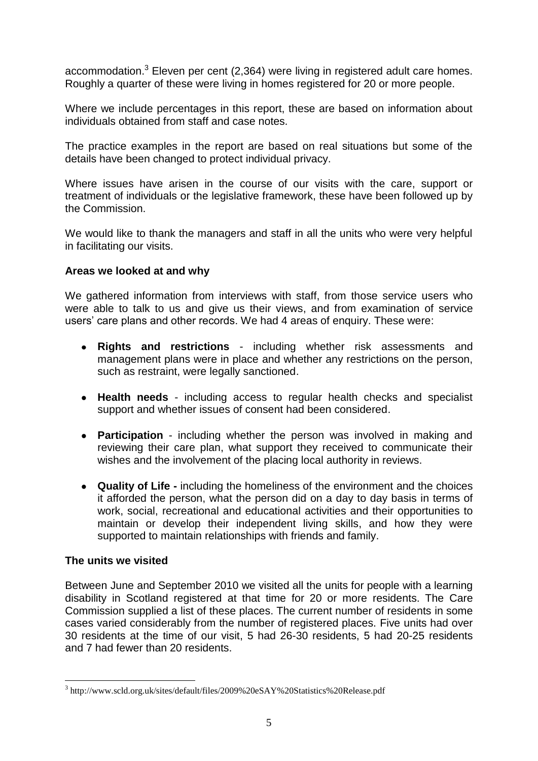accommodation.[3] Eleven per cent (2,364) were living in registered adult care homes. Roughly a quarter of these were living in homes registered for 20 or more people.

Where we include percentages in this report, these are based on information about individuals obtained from staff and case notes.

The practice examples in the report are based on real situations but some of the details have been changed to protect individual privacy.

Where issues have arisen in the course of our visits with the care, support or treatment of individuals or the legislative framework, these have been followed up by the Commission.

We would like to thank the managers and staff in all the units who were very helpful in facilitating our visits.

**Areas we looked at and why**

We gathered information from interviews with staff, from those service users who were able to talk to us and give us their views, and from examination of service users' care plans and other records. We had 4 areas of enquiry. These were:

- **Rights and restrictions** - including whether risk assessments and management plans were in place and whether any restrictions on the person, such as restraint, were legally sanctioned.
- **Health needs** - including access to regular health checks and specialist support and whether issues of consent had been considered.
- **Participation** - including whether the person was involved in making and reviewing their care plan, what support they received to communicate their wishes and the involvement of the placing local authority in reviews.
- **Quality of Life -** including the homeliness of the environment and the choices it afforded the person, what the person did on a day to day basis in terms of work, social, recreational and educational activities and their opportunities to maintain or develop their independent living skills, and how they were supported to maintain relationships with friends and family.

**The units we visited**

Between June and September 2010 we visited all the units for people with a learning disability in Scotland registered at that time for 20 or more residents. The Care Commission supplied a list of these places. The current number of residents in some cases varied considerably from the number of registered places. Five units had over 30 residents at the time of our visit, 5 had 26-30 residents, 5 had 20-25 residents and 7 had fewer than 20 residents.

---

[3] http://www.scld.org.uk/sites/default/files/2009%20eSAY%20Statistics%20Release.pdf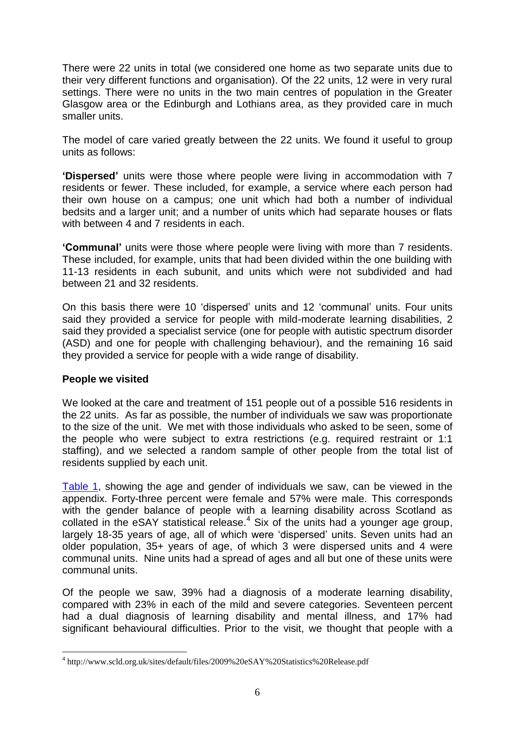There were 22 units in total (we considered one home as two separate units due to their very different functions and organisation). Of the 22 units, 12 were in very rural settings. There were no units in the two main centres of population in the Greater Glasgow area or the Edinburgh and Lothians area, as they provided care in much smaller units.

The model of care varied greatly between the 22 units. We found it useful to group units as follows:

**'Dispersed'** units were those where people were living in accommodation with 7 residents or fewer. These included, for example, a service where each person had their own house on a campus; one unit which had both a number of individual bedsits and a larger unit; and a number of units which had separate houses or flats with between 4 and 7 residents in each.

**'Communal'** units were those where people were living with more than 7 residents. These included, for example, units that had been divided within the one building with 11-13 residents in each subunit, and units which were not subdivided and had between 21 and 32 residents.

On this basis there were 10 'dispersed' units and 12 'communal' units. Four units said they provided a service for people with mild-moderate learning disabilities, 2 said they provided a specialist service (one for people with autistic spectrum disorder (ASD) and one for people with challenging behaviour), and the remaining 16 said they provided a service for people with a wide range of disability.

**People we visited**

We looked at the care and treatment of 151 people out of a possible 516 residents in the 22 units. As far as possible, the number of individuals we saw was proportionate to the size of the unit. We met with those individuals who asked to be seen, some of the people who were subject to extra restrictions (e.g. required restraint or 1:1 staffing), and we selected a random sample of other people from the total list of residents supplied by each unit.

Table 1, showing the age and gender of individuals we saw, can be viewed in the appendix. Forty-three percent were female and 57% were male. This corresponds with the gender balance of people with a learning disability across Scotland as collated in the eSAY statistical release.[4] Six of the units had a younger age group, largely 18-35 years of age, all of which were 'dispersed' units. Seven units had an older population, 35+ years of age, of which 3 were dispersed units and 4 were communal units. Nine units had a spread of ages and all but one of these units were communal units.

Of the people we saw, 39% had a diagnosis of a moderate learning disability, compared with 23% in each of the mild and severe categories. Seventeen percent had a dual diagnosis of learning disability and mental illness, and 17% had significant behavioural difficulties. Prior to the visit, we thought that people with a

[4] http://www.scld.org.uk/sites/default/files/2009%20eSAY%20Statistics%20Release.pdf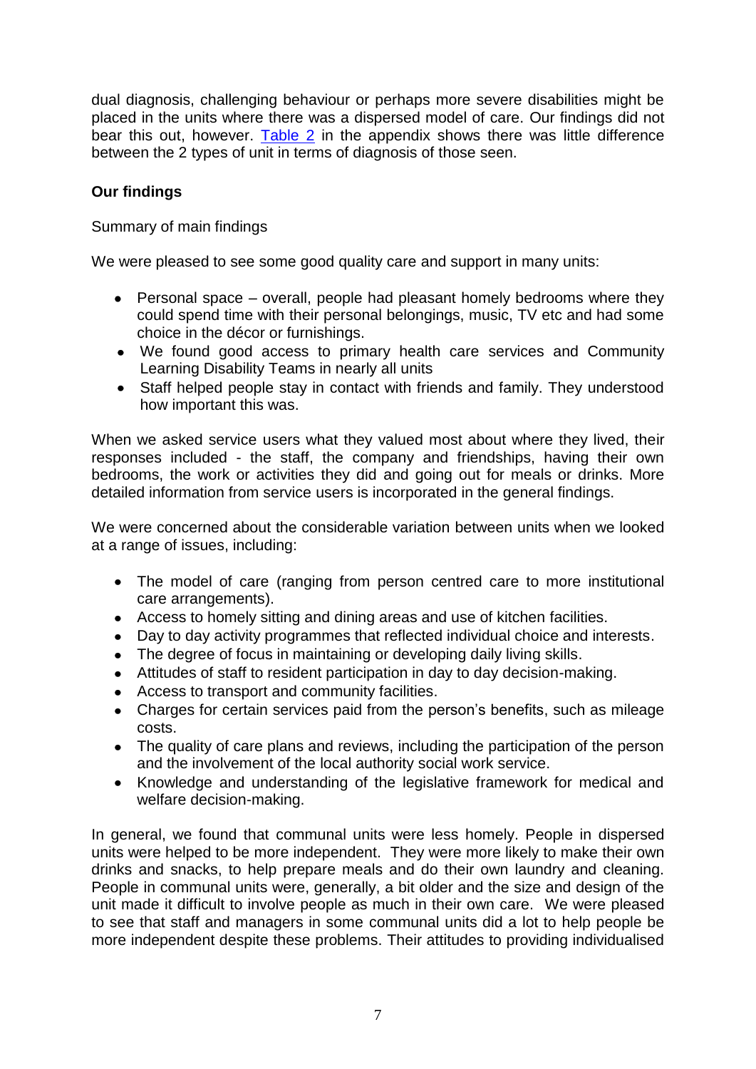dual diagnosis, challenging behaviour or perhaps more severe disabilities might be placed in the units where there was a dispersed model of care. Our findings did not bear this out, however. Table 2 in the appendix shows there was little difference between the 2 types of unit in terms of diagnosis of those seen.

## Our findings

Summary of main findings

We were pleased to see some good quality care and support in many units:

- Personal space – overall, people had pleasant homely bedrooms where they could spend time with their personal belongings, music, TV etc and had some choice in the décor or furnishings.
- We found good access to primary health care services and Community Learning Disability Teams in nearly all units
- Staff helped people stay in contact with friends and family. They understood how important this was.

When we asked service users what they valued most about where they lived, their responses included - the staff, the company and friendships, having their own bedrooms, the work or activities they did and going out for meals or drinks. More detailed information from service users is incorporated in the general findings.

We were concerned about the considerable variation between units when we looked at a range of issues, including:

- The model of care (ranging from person centred care to more institutional care arrangements).
- Access to homely sitting and dining areas and use of kitchen facilities.
- Day to day activity programmes that reflected individual choice and interests.
- The degree of focus in maintaining or developing daily living skills.
- Attitudes of staff to resident participation in day to day decision-making.
- Access to transport and community facilities.
- Charges for certain services paid from the person's benefits, such as mileage costs.
- The quality of care plans and reviews, including the participation of the person and the involvement of the local authority social work service.
- Knowledge and understanding of the legislative framework for medical and welfare decision-making.

In general, we found that communal units were less homely. People in dispersed units were helped to be more independent. They were more likely to make their own drinks and snacks, to help prepare meals and do their own laundry and cleaning. People in communal units were, generally, a bit older and the size and design of the unit made it difficult to involve people as much in their own care. We were pleased to see that staff and managers in some communal units did a lot to help people be more independent despite these problems. Their attitudes to providing individualised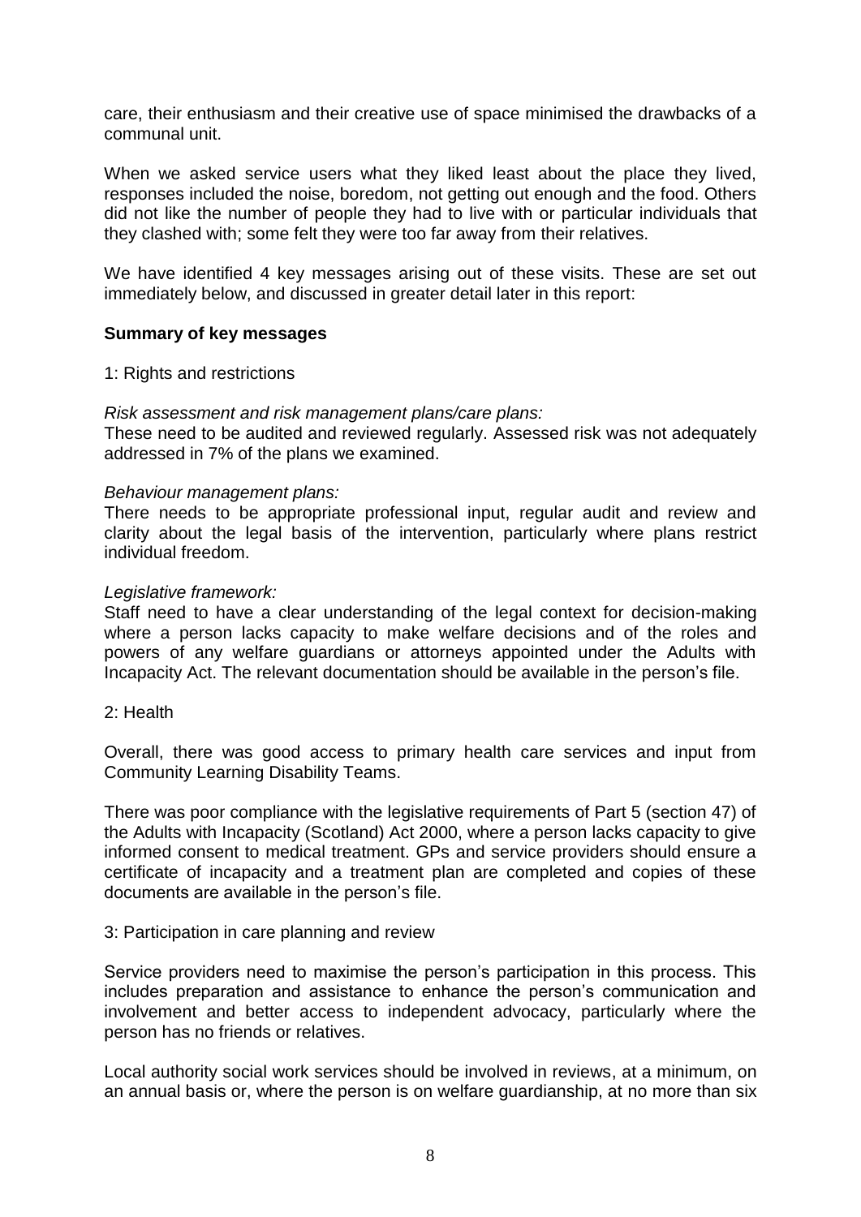care, their enthusiasm and their creative use of space minimised the drawbacks of a communal unit.

When we asked service users what they liked least about the place they lived, responses included the noise, boredom, not getting out enough and the food. Others did not like the number of people they had to live with or particular individuals that they clashed with; some felt they were too far away from their relatives.

We have identified 4 key messages arising out of these visits. These are set out immediately below, and discussed in greater detail later in this report:

**Summary of key messages**

1: Rights and restrictions

*Risk assessment and risk management plans/care plans:*
These need to be audited and reviewed regularly. Assessed risk was not adequately addressed in 7% of the plans we examined.

*Behaviour management plans:*
There needs to be appropriate professional input, regular audit and review and clarity about the legal basis of the intervention, particularly where plans restrict individual freedom.

*Legislative framework:*
Staff need to have a clear understanding of the legal context for decision-making where a person lacks capacity to make welfare decisions and of the roles and powers of any welfare guardians or attorneys appointed under the Adults with Incapacity Act. The relevant documentation should be available in the person's file.

2: Health

Overall, there was good access to primary health care services and input from Community Learning Disability Teams.

There was poor compliance with the legislative requirements of Part 5 (section 47) of the Adults with Incapacity (Scotland) Act 2000, where a person lacks capacity to give informed consent to medical treatment. GPs and service providers should ensure a certificate of incapacity and a treatment plan are completed and copies of these documents are available in the person's file.

3: Participation in care planning and review

Service providers need to maximise the person's participation in this process. This includes preparation and assistance to enhance the person's communication and involvement and better access to independent advocacy, particularly where the person has no friends or relatives.

Local authority social work services should be involved in reviews, at a minimum, on an annual basis or, where the person is on welfare guardianship, at no more than six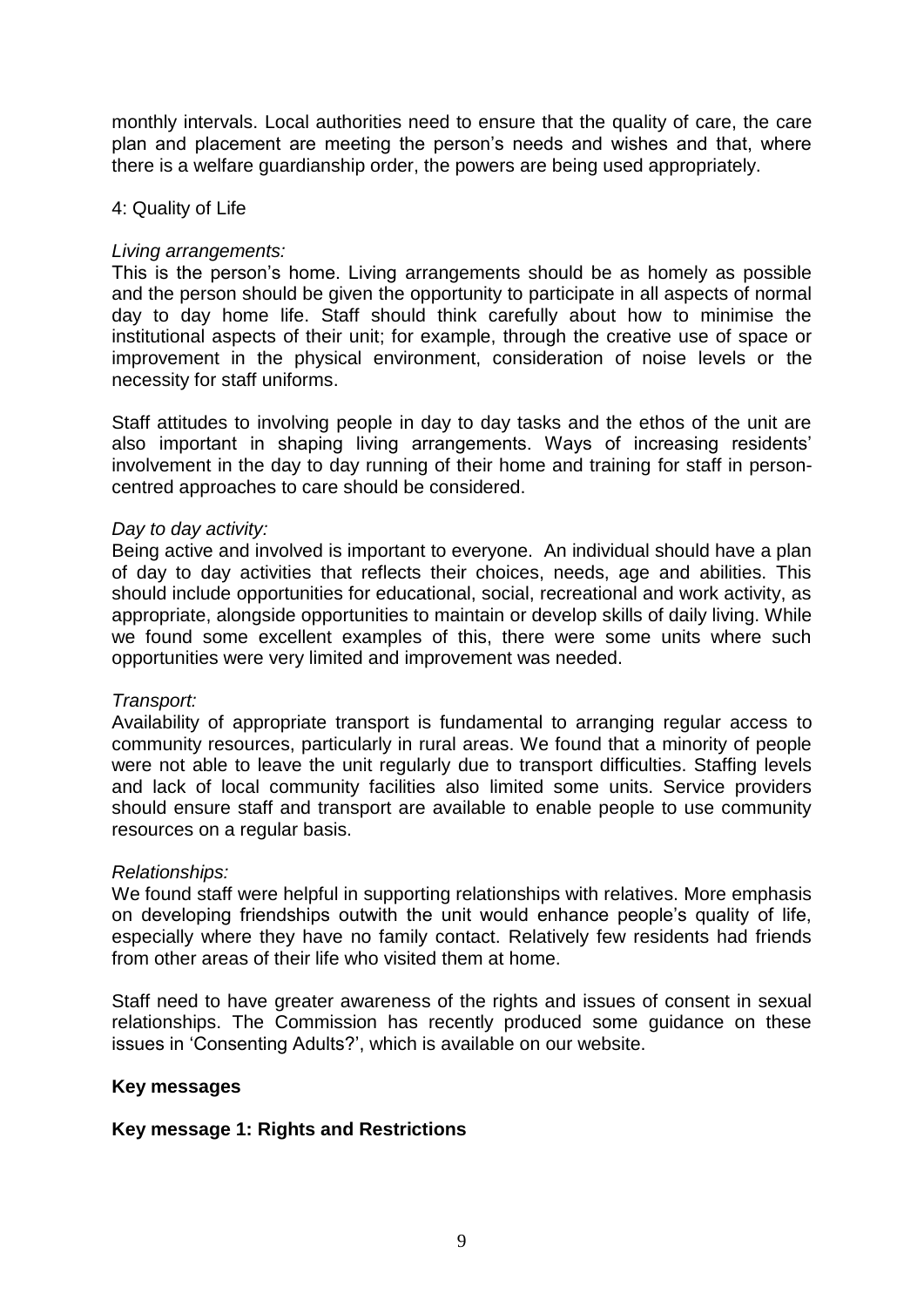monthly intervals. Local authorities need to ensure that the quality of care, the care plan and placement are meeting the person's needs and wishes and that, where there is a welfare guardianship order, the powers are being used appropriately.

4: Quality of Life

*Living arrangements:*
This is the person's home. Living arrangements should be as homely as possible and the person should be given the opportunity to participate in all aspects of normal day to day home life. Staff should think carefully about how to minimise the institutional aspects of their unit; for example, through the creative use of space or improvement in the physical environment, consideration of noise levels or the necessity for staff uniforms.

Staff attitudes to involving people in day to day tasks and the ethos of the unit are also important in shaping living arrangements. Ways of increasing residents' involvement in the day to day running of their home and training for staff in person-centred approaches to care should be considered.

*Day to day activity:*
Being active and involved is important to everyone. An individual should have a plan of day to day activities that reflects their choices, needs, age and abilities. This should include opportunities for educational, social, recreational and work activity, as appropriate, alongside opportunities to maintain or develop skills of daily living. While we found some excellent examples of this, there were some units where such opportunities were very limited and improvement was needed.

*Transport:*
Availability of appropriate transport is fundamental to arranging regular access to community resources, particularly in rural areas. We found that a minority of people were not able to leave the unit regularly due to transport difficulties. Staffing levels and lack of local community facilities also limited some units. Service providers should ensure staff and transport are available to enable people to use community resources on a regular basis.

*Relationships:*
We found staff were helpful in supporting relationships with relatives. More emphasis on developing friendships outwith the unit would enhance people's quality of life, especially where they have no family contact. Relatively few residents had friends from other areas of their life who visited them at home.

Staff need to have greater awareness of the rights and issues of consent in sexual relationships. The Commission has recently produced some guidance on these issues in 'Consenting Adults?', which is available on our website.

**Key messages**

**Key message 1: Rights and Restrictions**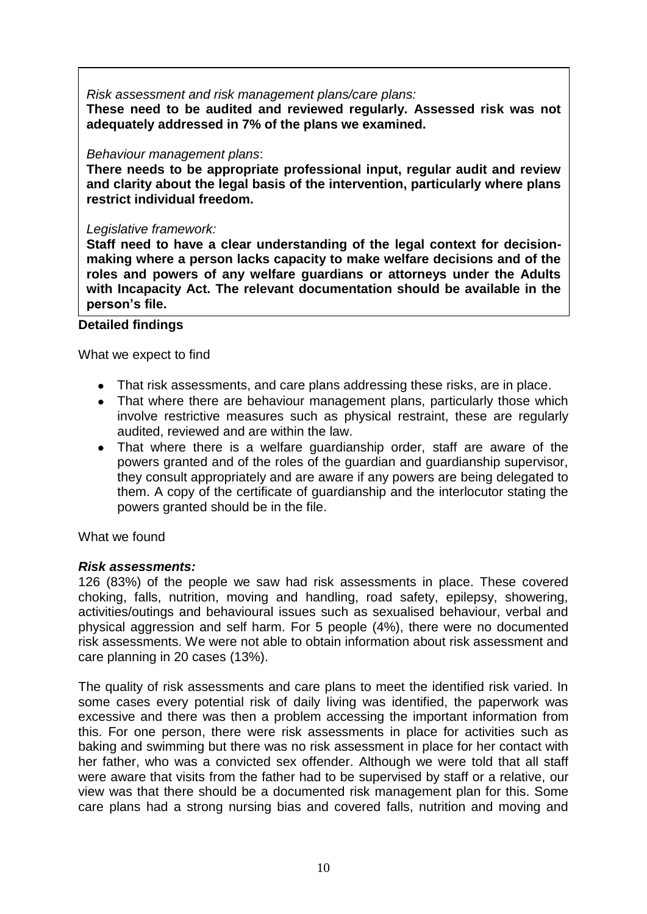*Risk assessment and risk management plans/care plans:*
**These need to be audited and reviewed regularly. Assessed risk was not adequately addressed in 7% of the plans we examined.**

*Behaviour management plans*:
**There needs to be appropriate professional input, regular audit and review and clarity about the legal basis of the intervention, particularly where plans restrict individual freedom.**

*Legislative framework:*
**Staff need to have a clear understanding of the legal context for decision-making where a person lacks capacity to make welfare decisions and of the roles and powers of any welfare guardians or attorneys under the Adults with Incapacity Act. The relevant documentation should be available in the person's file.**

**Detailed findings**

What we expect to find

- That risk assessments, and care plans addressing these risks, are in place.
- That where there are behaviour management plans, particularly those which involve restrictive measures such as physical restraint, these are regularly audited, reviewed and are within the law.
- That where there is a welfare guardianship order, staff are aware of the powers granted and of the roles of the guardian and guardianship supervisor, they consult appropriately and are aware if any powers are being delegated to them. A copy of the certificate of guardianship and the interlocutor stating the powers granted should be in the file.

What we found

***Risk assessments:***
126 (83%) of the people we saw had risk assessments in place. These covered choking, falls, nutrition, moving and handling, road safety, epilepsy, showering, activities/outings and behavioural issues such as sexualised behaviour, verbal and physical aggression and self harm. For 5 people (4%), there were no documented risk assessments. We were not able to obtain information about risk assessment and care planning in 20 cases (13%).

The quality of risk assessments and care plans to meet the identified risk varied. In some cases every potential risk of daily living was identified, the paperwork was excessive and there was then a problem accessing the important information from this. For one person, there were risk assessments in place for activities such as baking and swimming but there was no risk assessment in place for her contact with her father, who was a convicted sex offender. Although we were told that all staff were aware that visits from the father had to be supervised by staff or a relative, our view was that there should be a documented risk management plan for this. Some care plans had a strong nursing bias and covered falls, nutrition and moving and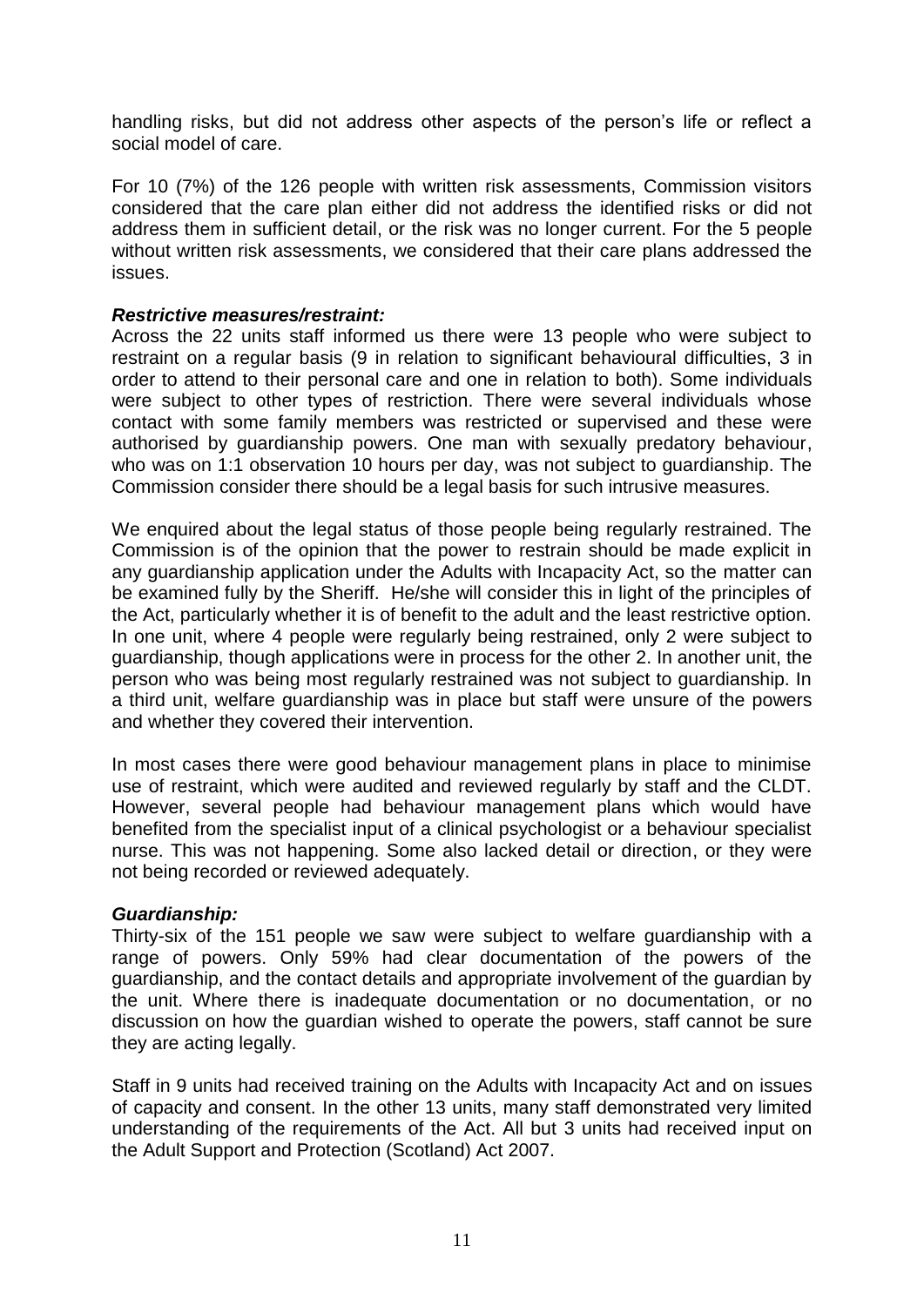handling risks, but did not address other aspects of the person's life or reflect a social model of care.

For 10 (7%) of the 126 people with written risk assessments, Commission visitors considered that the care plan either did not address the identified risks or did not address them in sufficient detail, or the risk was no longer current. For the 5 people without written risk assessments, we considered that their care plans addressed the issues.

***Restrictive measures/restraint:***
Across the 22 units staff informed us there were 13 people who were subject to restraint on a regular basis (9 in relation to significant behavioural difficulties, 3 in order to attend to their personal care and one in relation to both). Some individuals were subject to other types of restriction. There were several individuals whose contact with some family members was restricted or supervised and these were authorised by guardianship powers. One man with sexually predatory behaviour, who was on 1:1 observation 10 hours per day, was not subject to guardianship. The Commission consider there should be a legal basis for such intrusive measures.

We enquired about the legal status of those people being regularly restrained. The Commission is of the opinion that the power to restrain should be made explicit in any guardianship application under the Adults with Incapacity Act, so the matter can be examined fully by the Sheriff. He/she will consider this in light of the principles of the Act, particularly whether it is of benefit to the adult and the least restrictive option. In one unit, where 4 people were regularly being restrained, only 2 were subject to guardianship, though applications were in process for the other 2. In another unit, the person who was being most regularly restrained was not subject to guardianship. In a third unit, welfare guardianship was in place but staff were unsure of the powers and whether they covered their intervention.

In most cases there were good behaviour management plans in place to minimise use of restraint, which were audited and reviewed regularly by staff and the CLDT. However, several people had behaviour management plans which would have benefited from the specialist input of a clinical psychologist or a behaviour specialist nurse. This was not happening. Some also lacked detail or direction, or they were not being recorded or reviewed adequately.

***Guardianship:***
Thirty-six of the 151 people we saw were subject to welfare guardianship with a range of powers. Only 59% had clear documentation of the powers of the guardianship, and the contact details and appropriate involvement of the guardian by the unit. Where there is inadequate documentation or no documentation, or no discussion on how the guardian wished to operate the powers, staff cannot be sure they are acting legally.

Staff in 9 units had received training on the Adults with Incapacity Act and on issues of capacity and consent. In the other 13 units, many staff demonstrated very limited understanding of the requirements of the Act. All but 3 units had received input on the Adult Support and Protection (Scotland) Act 2007.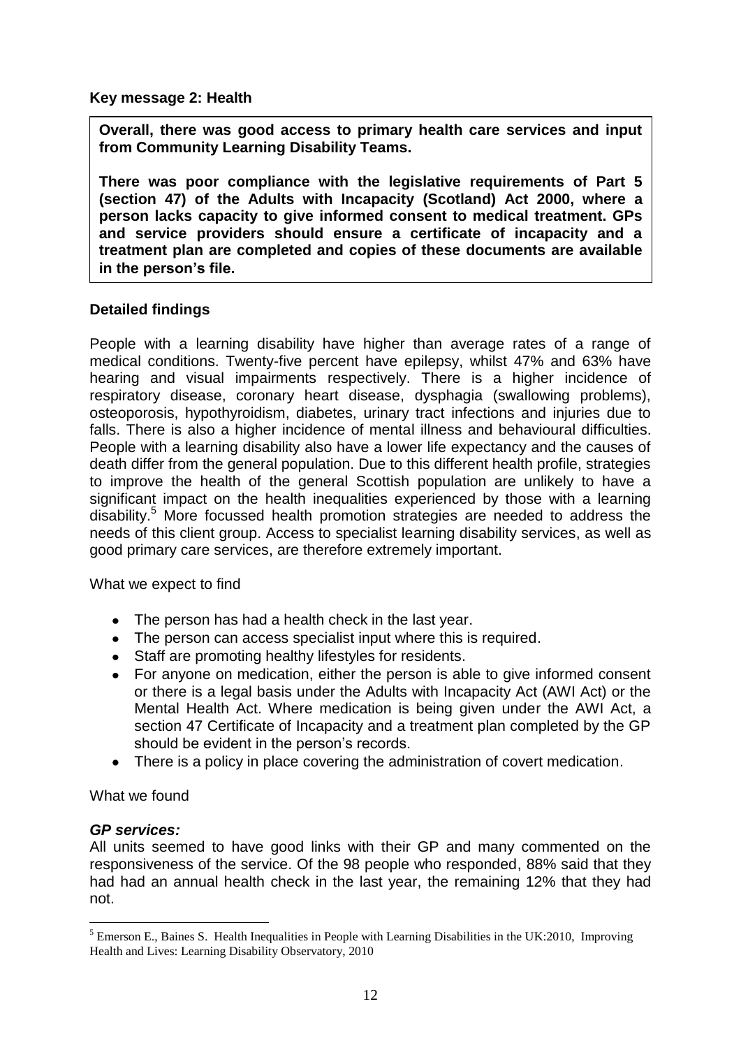**Key message 2: Health**

**Overall, there was good access to primary health care services and input from Community Learning Disability Teams.**

**There was poor compliance with the legislative requirements of Part 5 (section 47) of the Adults with Incapacity (Scotland) Act 2000, where a person lacks capacity to give informed consent to medical treatment. GPs and service providers should ensure a certificate of incapacity and a treatment plan are completed and copies of these documents are available in the person's file.**

**Detailed findings**

People with a learning disability have higher than average rates of a range of medical conditions. Twenty-five percent have epilepsy, whilst 47% and 63% have hearing and visual impairments respectively. There is a higher incidence of respiratory disease, coronary heart disease, dysphagia (swallowing problems), osteoporosis, hypothyroidism, diabetes, urinary tract infections and injuries due to falls. There is also a higher incidence of mental illness and behavioural difficulties. People with a learning disability also have a lower life expectancy and the causes of death differ from the general population. Due to this different health profile, strategies to improve the health of the general Scottish population are unlikely to have a significant impact on the health inequalities experienced by those with a learning disability.[5] More focussed health promotion strategies are needed to address the needs of this client group. Access to specialist learning disability services, as well as good primary care services, are therefore extremely important.

What we expect to find

- The person has had a health check in the last year.
- The person can access specialist input where this is required.
- Staff are promoting healthy lifestyles for residents.
- For anyone on medication, either the person is able to give informed consent or there is a legal basis under the Adults with Incapacity Act (AWI Act) or the Mental Health Act. Where medication is being given under the AWI Act, a section 47 Certificate of Incapacity and a treatment plan completed by the GP should be evident in the person's records.
- There is a policy in place covering the administration of covert medication.

What we found

***GP services:***
All units seemed to have good links with their GP and many commented on the responsiveness of the service. Of the 98 people who responded, 88% said that they had had an annual health check in the last year, the remaining 12% that they had not.

[5] Emerson E., Baines S. Health Inequalities in People with Learning Disabilities in the UK:2010, Improving Health and Lives: Learning Disability Observatory, 2010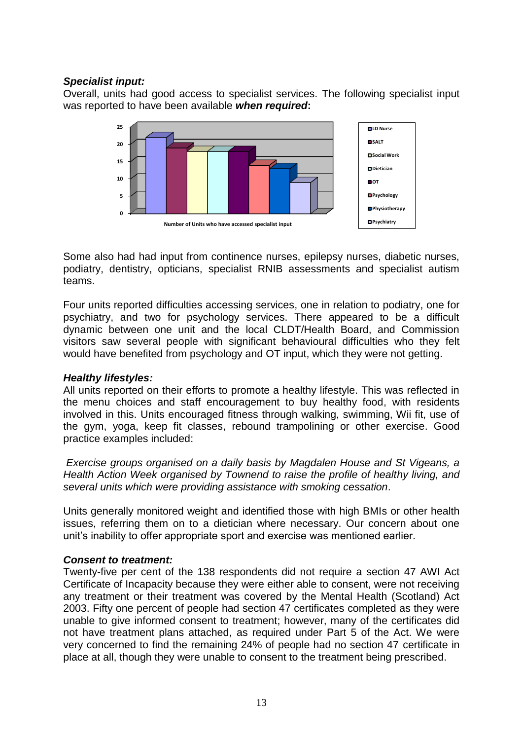### *Specialist input:*

Overall, units had good access to specialist services. The following specialist input was reported to have been available ***when required*:**

Number of Units who have accessed specialist input

LD Nurse, SALT, Social Work, Dietician, OT, Psychology, Physiotherapy, Psychiatry

Some also had had input from continence nurses, epilepsy nurses, diabetic nurses, podiatry, dentistry, opticians, specialist RNIB assessments and specialist autism teams.

Four units reported difficulties accessing services, one in relation to podiatry, one for psychiatry, and two for psychology services. There appeared to be a difficult dynamic between one unit and the local CLDT/Health Board, and Commission visitors saw several people with significant behavioural difficulties who they felt would have benefited from psychology and OT input, which they were not getting.

### *Healthy lifestyles:*

All units reported on their efforts to promote a healthy lifestyle. This was reflected in the menu choices and staff encouragement to buy healthy food, with residents involved in this. Units encouraged fitness through walking, swimming, Wii fit, use of the gym, yoga, keep fit classes, rebound trampolining or other exercise. Good practice examples included:

*Exercise groups organised on a daily basis by Magdalen House and St Vigeans, a Health Action Week organised by Townend to raise the profile of healthy living, and several units which were providing assistance with smoking cessation*.

Units generally monitored weight and identified those with high BMIs or other health issues, referring them on to a dietician where necessary. Our concern about one unit's inability to offer appropriate sport and exercise was mentioned earlier.

### *Consent to treatment:*

Twenty-five per cent of the 138 respondents did not require a section 47 AWI Act Certificate of Incapacity because they were either able to consent, were not receiving any treatment or their treatment was covered by the Mental Health (Scotland) Act 2003. Fifty one percent of people had section 47 certificates completed as they were unable to give informed consent to treatment; however, many of the certificates did not have treatment plans attached, as required under Part 5 of the Act. We were very concerned to find the remaining 24% of people had no section 47 certificate in place at all, though they were unable to consent to the treatment being prescribed.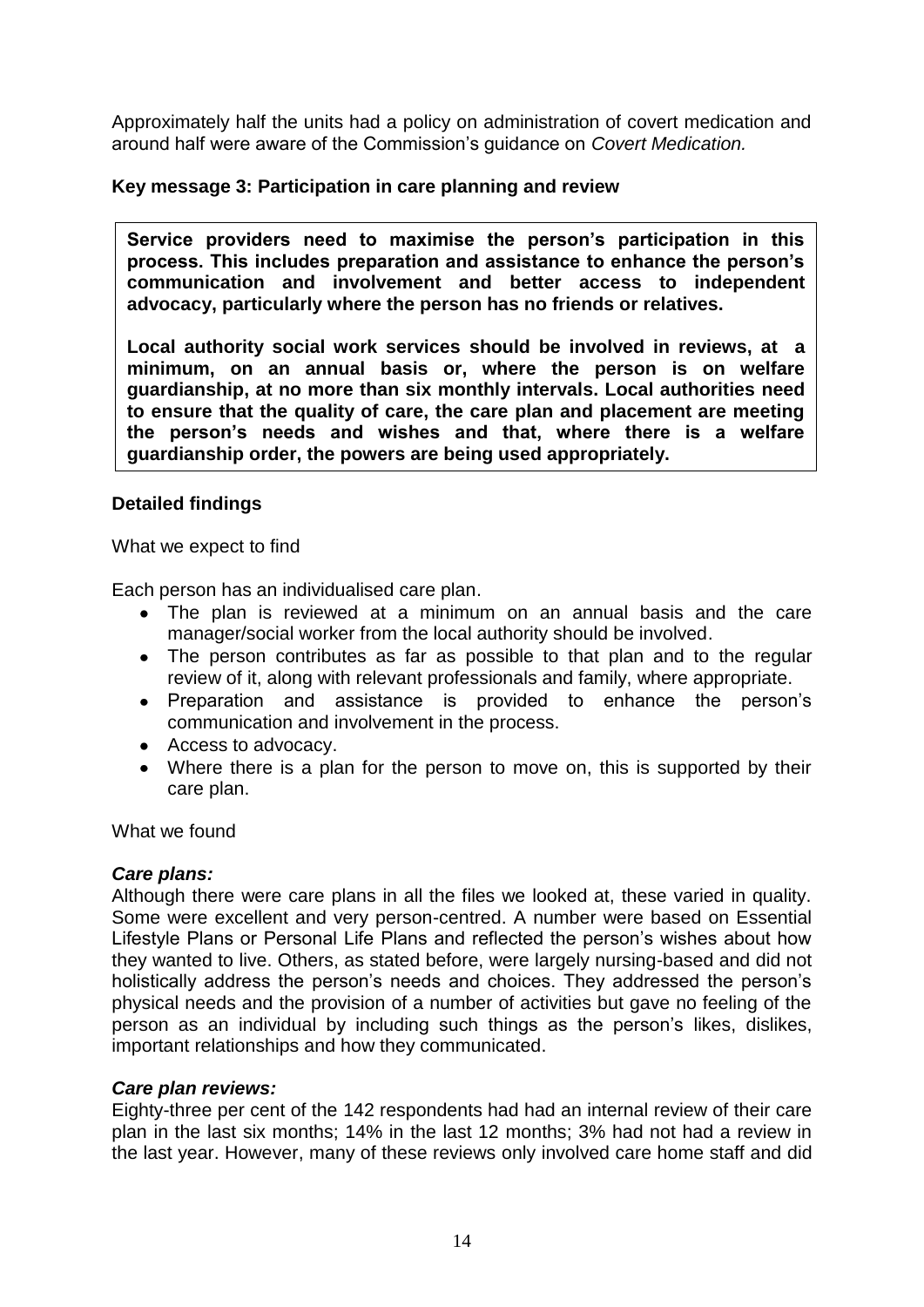Approximately half the units had a policy on administration of covert medication and around half were aware of the Commission's guidance on *Covert Medication.*

**Key message 3: Participation in care planning and review**

> **Service providers need to maximise the person's participation in this process. This includes preparation and assistance to enhance the person's communication and involvement and better access to independent advocacy, particularly where the person has no friends or relatives.**
>
> **Local authority social work services should be involved in reviews, at a minimum, on an annual basis or, where the person is on welfare guardianship, at no more than six monthly intervals. Local authorities need to ensure that the quality of care, the care plan and placement are meeting the person's needs and wishes and that, where there is a welfare guardianship order, the powers are being used appropriately.**

**Detailed findings**

What we expect to find

Each person has an individualised care plan.

- The plan is reviewed at a minimum on an annual basis and the care manager/social worker from the local authority should be involved.
- The person contributes as far as possible to that plan and to the regular review of it, along with relevant professionals and family, where appropriate.
- Preparation and assistance is provided to enhance the person's communication and involvement in the process.
- Access to advocacy.
- Where there is a plan for the person to move on, this is supported by their care plan.

What we found

***Care plans:***

Although there were care plans in all the files we looked at, these varied in quality. Some were excellent and very person-centred. A number were based on Essential Lifestyle Plans or Personal Life Plans and reflected the person's wishes about how they wanted to live. Others, as stated before, were largely nursing-based and did not holistically address the person's needs and choices. They addressed the person's physical needs and the provision of a number of activities but gave no feeling of the person as an individual by including such things as the person's likes, dislikes, important relationships and how they communicated.

***Care plan reviews:***

Eighty-three per cent of the 142 respondents had had an internal review of their care plan in the last six months; 14% in the last 12 months; 3% had not had a review in the last year. However, many of these reviews only involved care home staff and did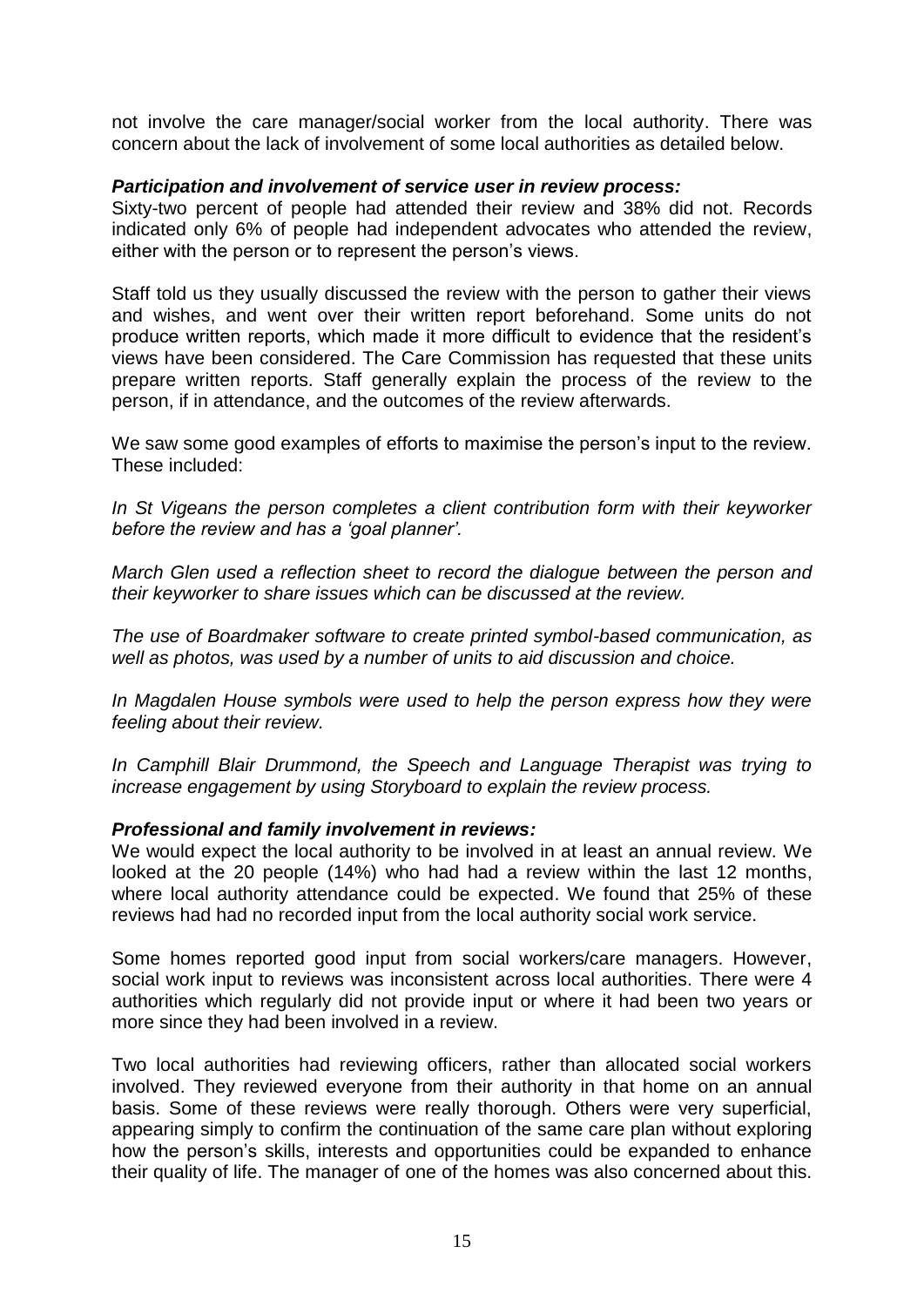not involve the care manager/social worker from the local authority. There was concern about the lack of involvement of some local authorities as detailed below.

***Participation and involvement of service user in review process:***
Sixty-two percent of people had attended their review and 38% did not. Records indicated only 6% of people had independent advocates who attended the review, either with the person or to represent the person's views.

Staff told us they usually discussed the review with the person to gather their views and wishes, and went over their written report beforehand. Some units do not produce written reports, which made it more difficult to evidence that the resident's views have been considered. The Care Commission has requested that these units prepare written reports. Staff generally explain the process of the review to the person, if in attendance, and the outcomes of the review afterwards.

We saw some good examples of efforts to maximise the person's input to the review. These included:

*In St Vigeans the person completes a client contribution form with their keyworker before the review and has a 'goal planner'.*

*March Glen used a reflection sheet to record the dialogue between the person and their keyworker to share issues which can be discussed at the review.*

*The use of Boardmaker software to create printed symbol-based communication, as well as photos, was used by a number of units to aid discussion and choice.*

*In Magdalen House symbols were used to help the person express how they were feeling about their review.*

*In Camphill Blair Drummond, the Speech and Language Therapist was trying to increase engagement by using Storyboard to explain the review process.*

***Professional and family involvement in reviews:***
We would expect the local authority to be involved in at least an annual review. We looked at the 20 people (14%) who had had a review within the last 12 months, where local authority attendance could be expected. We found that 25% of these reviews had had no recorded input from the local authority social work service.

Some homes reported good input from social workers/care managers. However, social work input to reviews was inconsistent across local authorities. There were 4 authorities which regularly did not provide input or where it had been two years or more since they had been involved in a review.

Two local authorities had reviewing officers, rather than allocated social workers involved. They reviewed everyone from their authority in that home on an annual basis. Some of these reviews were really thorough. Others were very superficial, appearing simply to confirm the continuation of the same care plan without exploring how the person's skills, interests and opportunities could be expanded to enhance their quality of life. The manager of one of the homes was also concerned about this.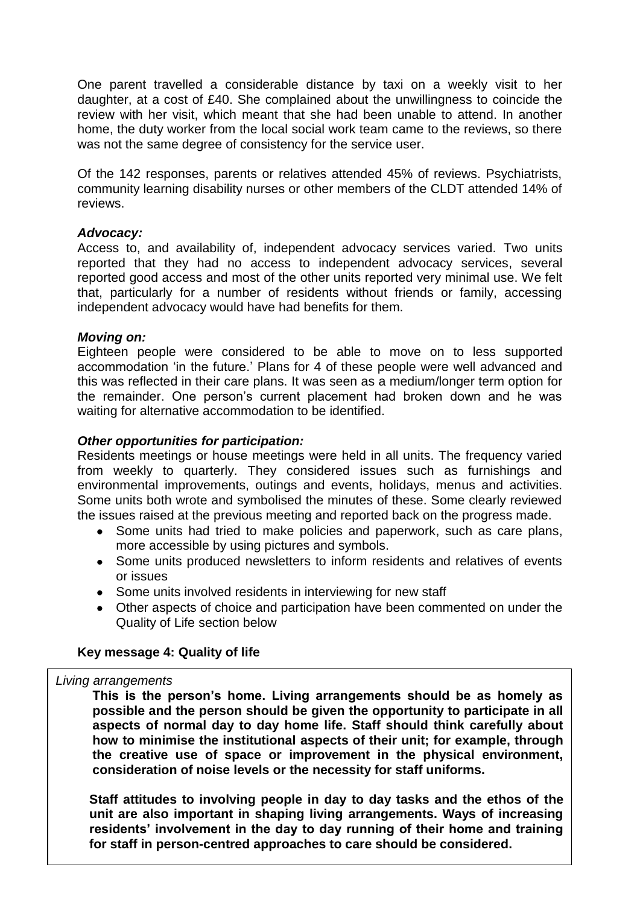One parent travelled a considerable distance by taxi on a weekly visit to her daughter, at a cost of £40. She complained about the unwillingness to coincide the review with her visit, which meant that she had been unable to attend. In another home, the duty worker from the local social work team came to the reviews, so there was not the same degree of consistency for the service user.

Of the 142 responses, parents or relatives attended 45% of reviews. Psychiatrists, community learning disability nurses or other members of the CLDT attended 14% of reviews.

***Advocacy:***
Access to, and availability of, independent advocacy services varied. Two units reported that they had no access to independent advocacy services, several reported good access and most of the other units reported very minimal use. We felt that, particularly for a number of residents without friends or family, accessing independent advocacy would have had benefits for them.

***Moving on:***
Eighteen people were considered to be able to move on to less supported accommodation 'in the future.' Plans for 4 of these people were well advanced and this was reflected in their care plans. It was seen as a medium/longer term option for the remainder. One person's current placement had broken down and he was waiting for alternative accommodation to be identified.

***Other opportunities for participation:***
Residents meetings or house meetings were held in all units. The frequency varied from weekly to quarterly. They considered issues such as furnishings and environmental improvements, outings and events, holidays, menus and activities. Some units both wrote and symbolised the minutes of these. Some clearly reviewed the issues raised at the previous meeting and reported back on the progress made.

- Some units had tried to make policies and paperwork, such as care plans, more accessible by using pictures and symbols.
- Some units produced newsletters to inform residents and relatives of events or issues
- Some units involved residents in interviewing for new staff
- Other aspects of choice and participation have been commented on under the Quality of Life section below

**Key message 4: Quality of life**

*Living arrangements*

**This is the person's home. Living arrangements should be as homely as possible and the person should be given the opportunity to participate in all aspects of normal day to day home life. Staff should think carefully about how to minimise the institutional aspects of their unit; for example, through the creative use of space or improvement in the physical environment, consideration of noise levels or the necessity for staff uniforms.**

**Staff attitudes to involving people in day to day tasks and the ethos of the unit are also important in shaping living arrangements. Ways of increasing residents' involvement in the day to day running of their home and training for staff in person-centred approaches to care should be considered.**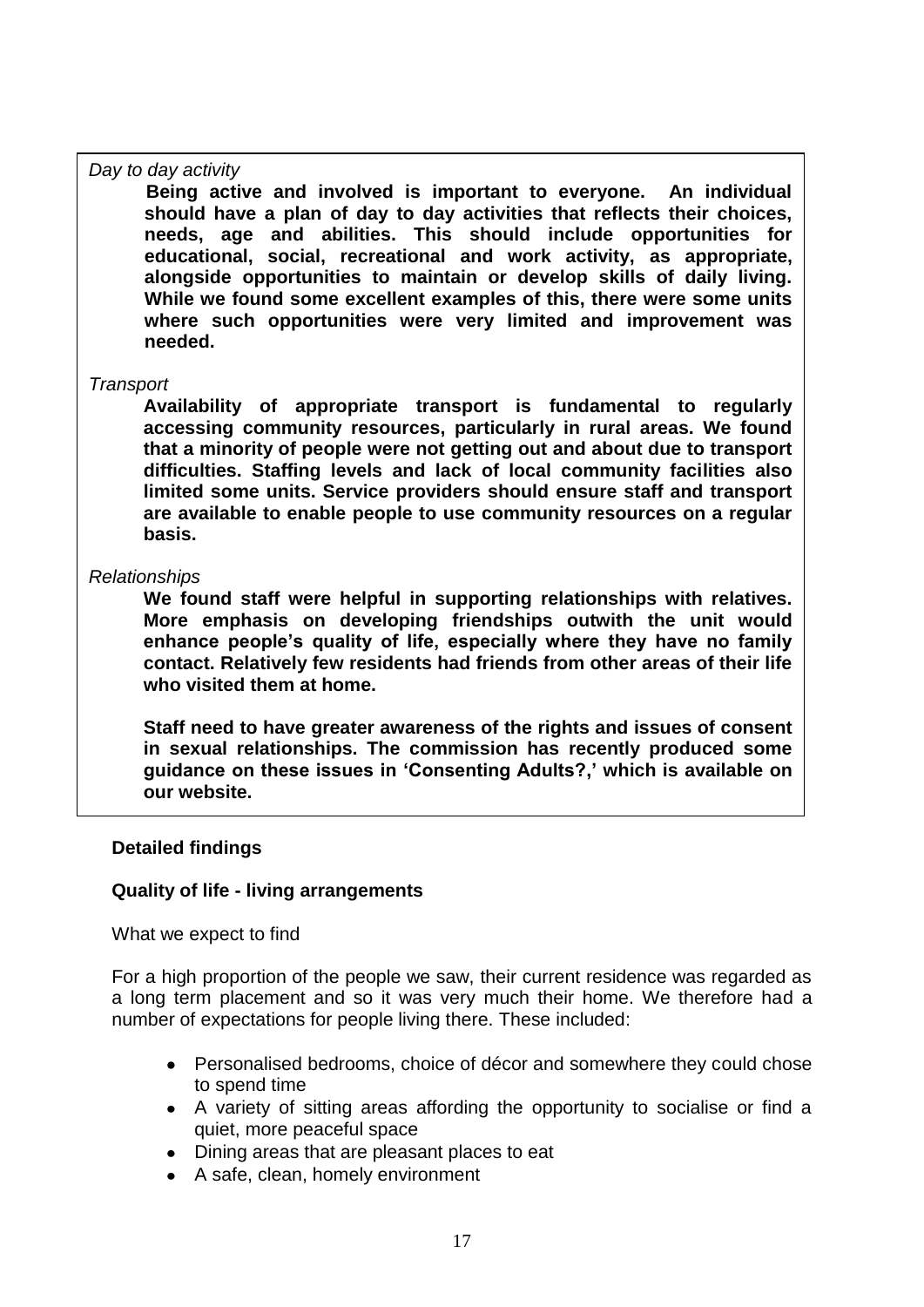*Day to day activity*

**Being active and involved is important to everyone. An individual should have a plan of day to day activities that reflects their choices, needs, age and abilities. This should include opportunities for educational, social, recreational and work activity, as appropriate, alongside opportunities to maintain or develop skills of daily living. While we found some excellent examples of this, there were some units where such opportunities were very limited and improvement was needed.**

*Transport*

**Availability of appropriate transport is fundamental to regularly accessing community resources, particularly in rural areas. We found that a minority of people were not getting out and about due to transport difficulties. Staffing levels and lack of local community facilities also limited some units. Service providers should ensure staff and transport are available to enable people to use community resources on a regular basis.**

*Relationships*

**We found staff were helpful in supporting relationships with relatives. More emphasis on developing friendships outwith the unit would enhance people's quality of life, especially where they have no family contact. Relatively few residents had friends from other areas of their life who visited them at home.**

**Staff need to have greater awareness of the rights and issues of consent in sexual relationships. The commission has recently produced some guidance on these issues in 'Consenting Adults?,' which is available on our website.**

**Detailed findings**

**Quality of life - living arrangements**

What we expect to find

For a high proportion of the people we saw, their current residence was regarded as a long term placement and so it was very much their home. We therefore had a number of expectations for people living there. These included:

- Personalised bedrooms, choice of décor and somewhere they could chose to spend time
- A variety of sitting areas affording the opportunity to socialise or find a quiet, more peaceful space
- Dining areas that are pleasant places to eat
- A safe, clean, homely environment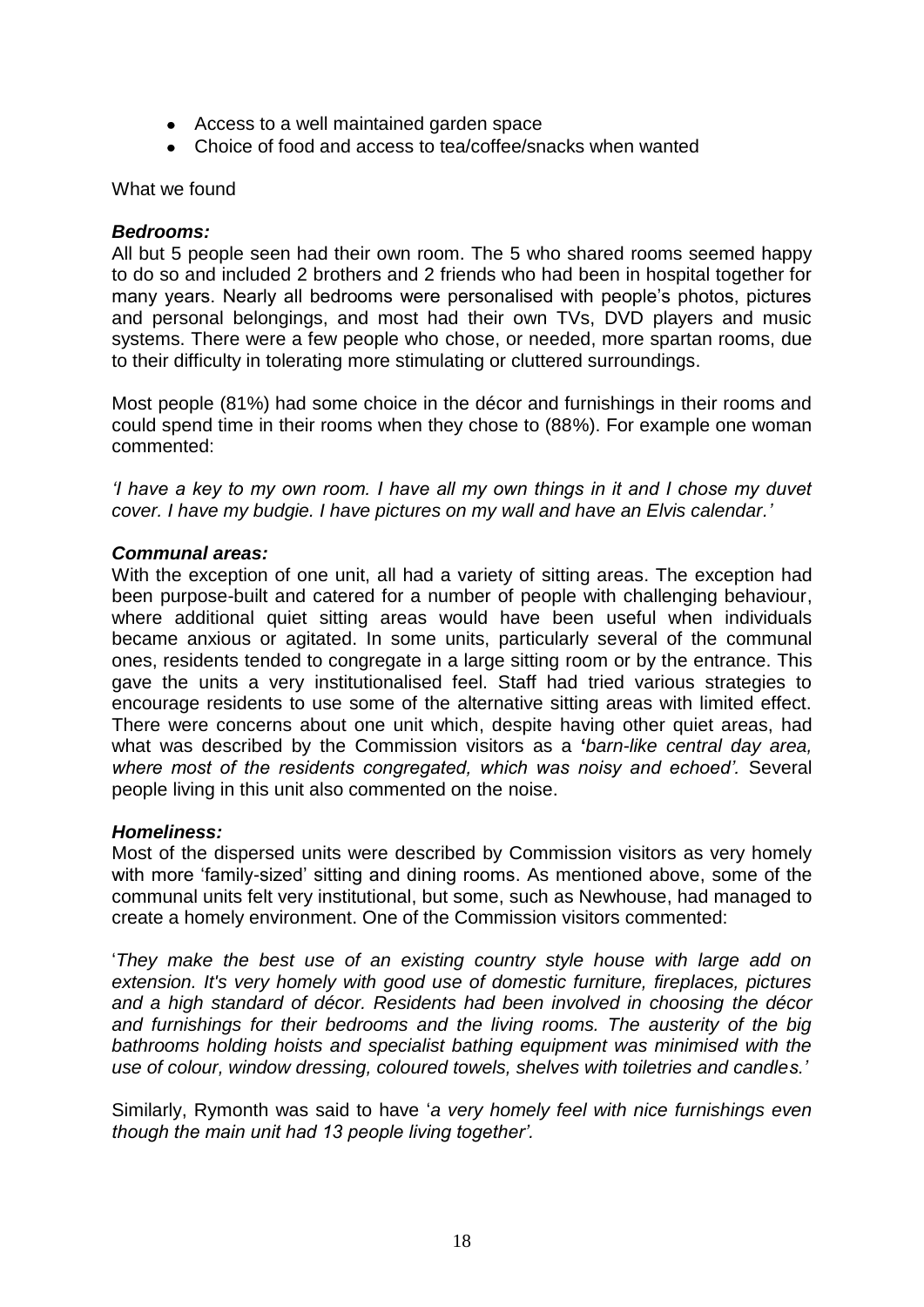- Access to a well maintained garden space
- Choice of food and access to tea/coffee/snacks when wanted

What we found

***Bedrooms:***
All but 5 people seen had their own room. The 5 who shared rooms seemed happy to do so and included 2 brothers and 2 friends who had been in hospital together for many years. Nearly all bedrooms were personalised with people's photos, pictures and personal belongings, and most had their own TVs, DVD players and music systems. There were a few people who chose, or needed, more spartan rooms, due to their difficulty in tolerating more stimulating or cluttered surroundings.

Most people (81%) had some choice in the décor and furnishings in their rooms and could spend time in their rooms when they chose to (88%). For example one woman commented:

*'I have a key to my own room. I have all my own things in it and I chose my duvet cover. I have my budgie. I have pictures on my wall and have an Elvis calendar.'*

***Communal areas:***
With the exception of one unit, all had a variety of sitting areas. The exception had been purpose-built and catered for a number of people with challenging behaviour, where additional quiet sitting areas would have been useful when individuals became anxious or agitated. In some units, particularly several of the communal ones, residents tended to congregate in a large sitting room or by the entrance. This gave the units a very institutionalised feel. Staff had tried various strategies to encourage residents to use some of the alternative sitting areas with limited effect. There were concerns about one unit which, despite having other quiet areas, had what was described by the Commission visitors as a **'***barn-like central day area, where most of the residents congregated, which was noisy and echoed'.* Several people living in this unit also commented on the noise.

***Homeliness:***
Most of the dispersed units were described by Commission visitors as very homely with more 'family-sized' sitting and dining rooms. As mentioned above, some of the communal units felt very institutional, but some, such as Newhouse, had managed to create a homely environment. One of the Commission visitors commented:

'*They make the best use of an existing country style house with large add on extension. It's very homely with good use of domestic furniture, fireplaces, pictures and a high standard of décor. Residents had been involved in choosing the décor and furnishings for their bedrooms and the living rooms. The austerity of the big bathrooms holding hoists and specialist bathing equipment was minimised with the use of colour, window dressing, coloured towels, shelves with toiletries and candles.'*

Similarly, Rymonth was said to have '*a very homely feel with nice furnishings even though the main unit had 13 people living together'.*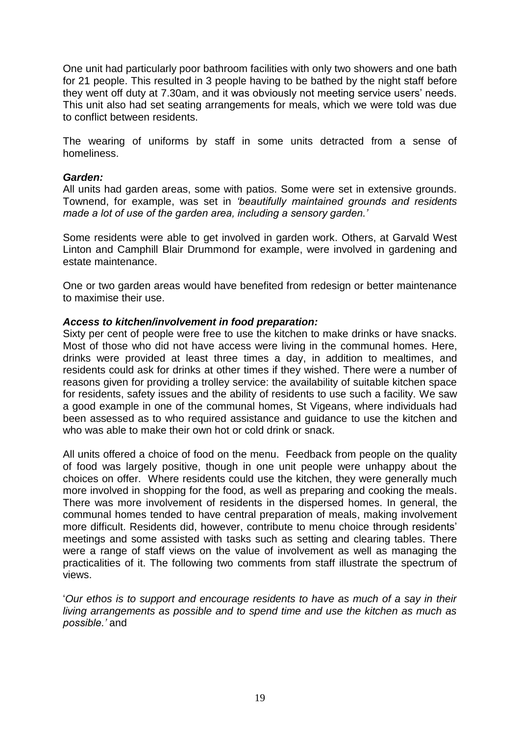One unit had particularly poor bathroom facilities with only two showers and one bath for 21 people. This resulted in 3 people having to be bathed by the night staff before they went off duty at 7.30am, and it was obviously not meeting service users' needs. This unit also had set seating arrangements for meals, which we were told was due to conflict between residents.

The wearing of uniforms by staff in some units detracted from a sense of homeliness.

***Garden:***
All units had garden areas, some with patios. Some were set in extensive grounds. Townend, for example, was set in *'beautifully maintained grounds and residents made a lot of use of the garden area, including a sensory garden.'*

Some residents were able to get involved in garden work. Others, at Garvald West Linton and Camphill Blair Drummond for example, were involved in gardening and estate maintenance.

One or two garden areas would have benefited from redesign or better maintenance to maximise their use.

***Access to kitchen/involvement in food preparation:***
Sixty per cent of people were free to use the kitchen to make drinks or have snacks. Most of those who did not have access were living in the communal homes. Here, drinks were provided at least three times a day, in addition to mealtimes, and residents could ask for drinks at other times if they wished. There were a number of reasons given for providing a trolley service: the availability of suitable kitchen space for residents, safety issues and the ability of residents to use such a facility. We saw a good example in one of the communal homes, St Vigeans, where individuals had been assessed as to who required assistance and guidance to use the kitchen and who was able to make their own hot or cold drink or snack.

All units offered a choice of food on the menu. Feedback from people on the quality of food was largely positive, though in one unit people were unhappy about the choices on offer. Where residents could use the kitchen, they were generally much more involved in shopping for the food, as well as preparing and cooking the meals. There was more involvement of residents in the dispersed homes. In general, the communal homes tended to have central preparation of meals, making involvement more difficult. Residents did, however, contribute to menu choice through residents' meetings and some assisted with tasks such as setting and clearing tables. There were a range of staff views on the value of involvement as well as managing the practicalities of it. The following two comments from staff illustrate the spectrum of views.

'*Our ethos is to support and encourage residents to have as much of a say in their living arrangements as possible and to spend time and use the kitchen as much as possible.'* and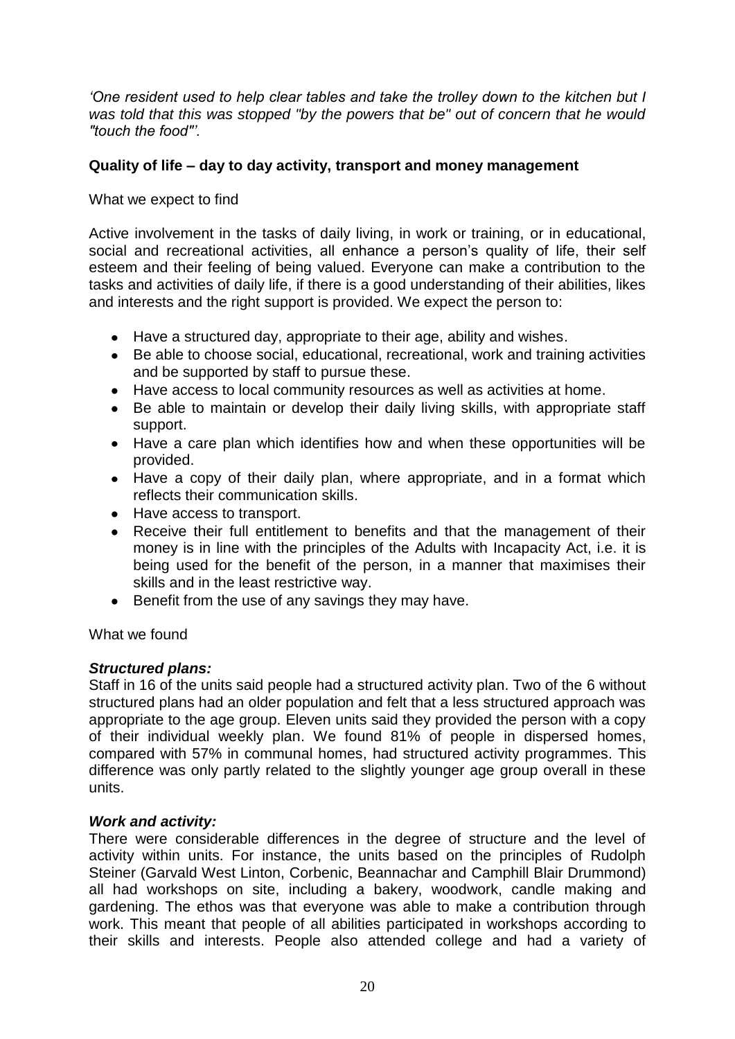*'One resident used to help clear tables and take the trolley down to the kitchen but I was told that this was stopped "by the powers that be" out of concern that he would "touch the food"'.*

**Quality of life – day to day activity, transport and money management**

What we expect to find

Active involvement in the tasks of daily living, in work or training, or in educational, social and recreational activities, all enhance a person's quality of life, their self esteem and their feeling of being valued. Everyone can make a contribution to the tasks and activities of daily life, if there is a good understanding of their abilities, likes and interests and the right support is provided. We expect the person to:

- Have a structured day, appropriate to their age, ability and wishes.
- Be able to choose social, educational, recreational, work and training activities and be supported by staff to pursue these.
- Have access to local community resources as well as activities at home.
- Be able to maintain or develop their daily living skills, with appropriate staff support.
- Have a care plan which identifies how and when these opportunities will be provided.
- Have a copy of their daily plan, where appropriate, and in a format which reflects their communication skills.
- Have access to transport.
- Receive their full entitlement to benefits and that the management of their money is in line with the principles of the Adults with Incapacity Act, i.e. it is being used for the benefit of the person, in a manner that maximises their skills and in the least restrictive way.
- Benefit from the use of any savings they may have.

What we found

***Structured plans:***
Staff in 16 of the units said people had a structured activity plan. Two of the 6 without structured plans had an older population and felt that a less structured approach was appropriate to the age group. Eleven units said they provided the person with a copy of their individual weekly plan. We found 81% of people in dispersed homes, compared with 57% in communal homes, had structured activity programmes. This difference was only partly related to the slightly younger age group overall in these units.

***Work and activity:***
There were considerable differences in the degree of structure and the level of activity within units. For instance, the units based on the principles of Rudolph Steiner (Garvald West Linton, Corbenic, Beannachar and Camphill Blair Drummond) all had workshops on site, including a bakery, woodwork, candle making and gardening. The ethos was that everyone was able to make a contribution through work. This meant that people of all abilities participated in workshops according to their skills and interests. People also attended college and had a variety of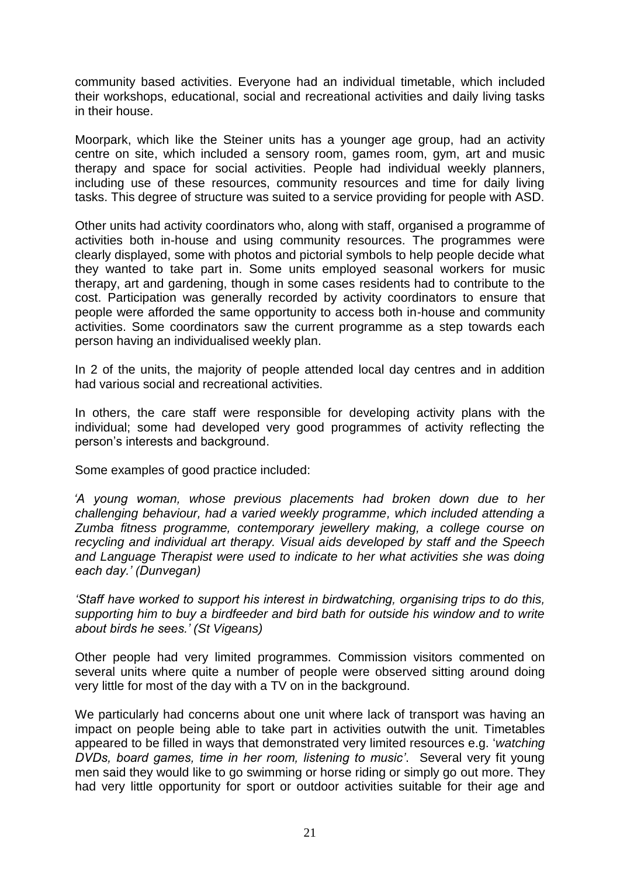community based activities. Everyone had an individual timetable, which included their workshops, educational, social and recreational activities and daily living tasks in their house.

Moorpark, which like the Steiner units has a younger age group, had an activity centre on site, which included a sensory room, games room, gym, art and music therapy and space for social activities. People had individual weekly planners, including use of these resources, community resources and time for daily living tasks. This degree of structure was suited to a service providing for people with ASD.

Other units had activity coordinators who, along with staff, organised a programme of activities both in-house and using community resources. The programmes were clearly displayed, some with photos and pictorial symbols to help people decide what they wanted to take part in. Some units employed seasonal workers for music therapy, art and gardening, though in some cases residents had to contribute to the cost. Participation was generally recorded by activity coordinators to ensure that people were afforded the same opportunity to access both in-house and community activities. Some coordinators saw the current programme as a step towards each person having an individualised weekly plan.

In 2 of the units, the majority of people attended local day centres and in addition had various social and recreational activities.

In others, the care staff were responsible for developing activity plans with the individual; some had developed very good programmes of activity reflecting the person's interests and background.

Some examples of good practice included:

*'A young woman, whose previous placements had broken down due to her challenging behaviour, had a varied weekly programme, which included attending a Zumba fitness programme, contemporary jewellery making, a college course on recycling and individual art therapy. Visual aids developed by staff and the Speech and Language Therapist were used to indicate to her what activities she was doing each day.' (Dunvegan)*

*'Staff have worked to support his interest in birdwatching, organising trips to do this, supporting him to buy a birdfeeder and bird bath for outside his window and to write about birds he sees.' (St Vigeans)*

Other people had very limited programmes. Commission visitors commented on several units where quite a number of people were observed sitting around doing very little for most of the day with a TV on in the background.

We particularly had concerns about one unit where lack of transport was having an impact on people being able to take part in activities outwith the unit. Timetables appeared to be filled in ways that demonstrated very limited resources e.g. '*watching DVDs, board games, time in her room, listening to music'*. Several very fit young men said they would like to go swimming or horse riding or simply go out more. They had very little opportunity for sport or outdoor activities suitable for their age and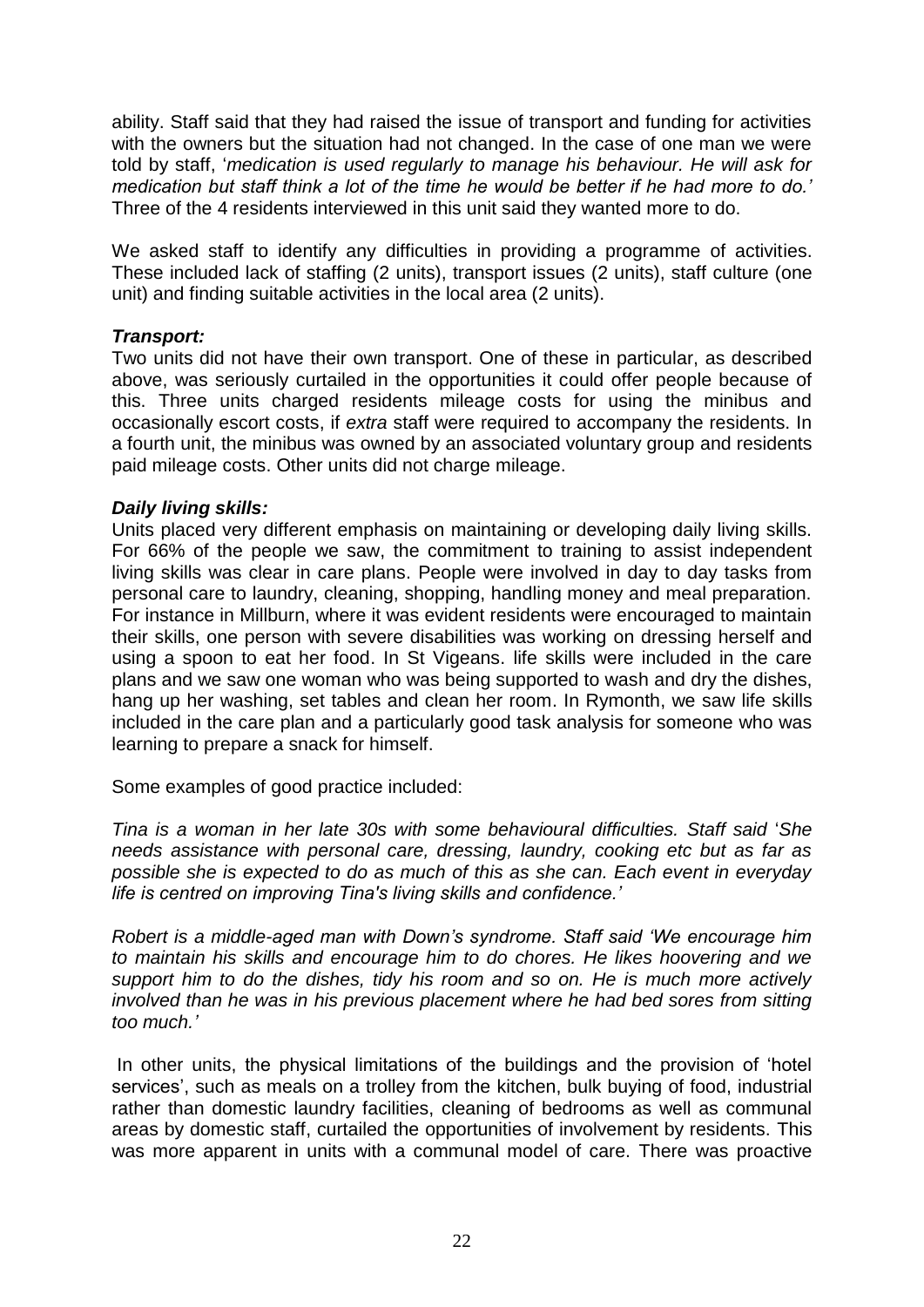ability. Staff said that they had raised the issue of transport and funding for activities with the owners but the situation had not changed. In the case of one man we were told by staff, '*medication is used regularly to manage his behaviour. He will ask for medication but staff think a lot of the time he would be better if he had more to do.'* Three of the 4 residents interviewed in this unit said they wanted more to do.

We asked staff to identify any difficulties in providing a programme of activities. These included lack of staffing (2 units), transport issues (2 units), staff culture (one unit) and finding suitable activities in the local area (2 units).

***Transport:***

Two units did not have their own transport. One of these in particular, as described above, was seriously curtailed in the opportunities it could offer people because of this. Three units charged residents mileage costs for using the minibus and occasionally escort costs, if *extra* staff were required to accompany the residents. In a fourth unit, the minibus was owned by an associated voluntary group and residents paid mileage costs. Other units did not charge mileage.

***Daily living skills:***

Units placed very different emphasis on maintaining or developing daily living skills. For 66% of the people we saw, the commitment to training to assist independent living skills was clear in care plans. People were involved in day to day tasks from personal care to laundry, cleaning, shopping, handling money and meal preparation. For instance in Millburn, where it was evident residents were encouraged to maintain their skills, one person with severe disabilities was working on dressing herself and using a spoon to eat her food. In St Vigeans. life skills were included in the care plans and we saw one woman who was being supported to wash and dry the dishes, hang up her washing, set tables and clean her room. In Rymonth, we saw life skills included in the care plan and a particularly good task analysis for someone who was learning to prepare a snack for himself.

Some examples of good practice included:

*Tina is a woman in her late 30s with some behavioural difficulties. Staff said 'She needs assistance with personal care, dressing, laundry, cooking etc but as far as possible she is expected to do as much of this as she can. Each event in everyday life is centred on improving Tina's living skills and confidence.'*

*Robert is a middle-aged man with Down's syndrome. Staff said 'We encourage him to maintain his skills and encourage him to do chores. He likes hoovering and we support him to do the dishes, tidy his room and so on. He is much more actively involved than he was in his previous placement where he had bed sores from sitting too much.'*

In other units, the physical limitations of the buildings and the provision of 'hotel services', such as meals on a trolley from the kitchen, bulk buying of food, industrial rather than domestic laundry facilities, cleaning of bedrooms as well as communal areas by domestic staff, curtailed the opportunities of involvement by residents. This was more apparent in units with a communal model of care. There was proactive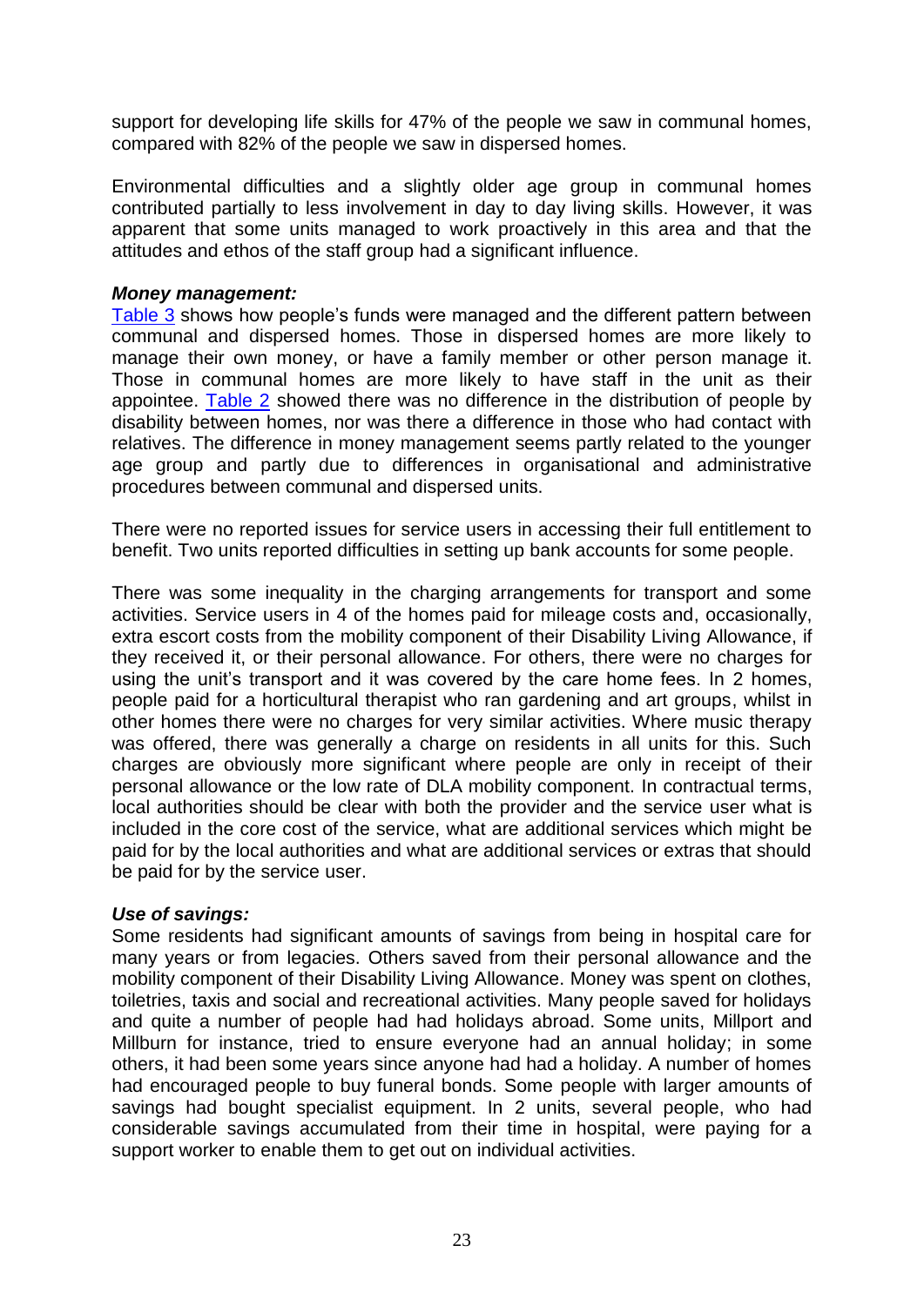support for developing life skills for 47% of the people we saw in communal homes, compared with 82% of the people we saw in dispersed homes.

Environmental difficulties and a slightly older age group in communal homes contributed partially to less involvement in day to day living skills. However, it was apparent that some units managed to work proactively in this area and that the attitudes and ethos of the staff group had a significant influence.

***Money management:***
Table 3 shows how people's funds were managed and the different pattern between communal and dispersed homes. Those in dispersed homes are more likely to manage their own money, or have a family member or other person manage it. Those in communal homes are more likely to have staff in the unit as their appointee. Table 2 showed there was no difference in the distribution of people by disability between homes, nor was there a difference in those who had contact with relatives. The difference in money management seems partly related to the younger age group and partly due to differences in organisational and administrative procedures between communal and dispersed units.

There were no reported issues for service users in accessing their full entitlement to benefit. Two units reported difficulties in setting up bank accounts for some people.

There was some inequality in the charging arrangements for transport and some activities. Service users in 4 of the homes paid for mileage costs and, occasionally, extra escort costs from the mobility component of their Disability Living Allowance, if they received it, or their personal allowance. For others, there were no charges for using the unit's transport and it was covered by the care home fees. In 2 homes, people paid for a horticultural therapist who ran gardening and art groups, whilst in other homes there were no charges for very similar activities. Where music therapy was offered, there was generally a charge on residents in all units for this. Such charges are obviously more significant where people are only in receipt of their personal allowance or the low rate of DLA mobility component. In contractual terms, local authorities should be clear with both the provider and the service user what is included in the core cost of the service, what are additional services which might be paid for by the local authorities and what are additional services or extras that should be paid for by the service user.

***Use of savings:***
Some residents had significant amounts of savings from being in hospital care for many years or from legacies. Others saved from their personal allowance and the mobility component of their Disability Living Allowance. Money was spent on clothes, toiletries, taxis and social and recreational activities. Many people saved for holidays and quite a number of people had had holidays abroad. Some units, Millport and Millburn for instance, tried to ensure everyone had an annual holiday; in some others, it had been some years since anyone had had a holiday. A number of homes had encouraged people to buy funeral bonds. Some people with larger amounts of savings had bought specialist equipment. In 2 units, several people, who had considerable savings accumulated from their time in hospital, were paying for a support worker to enable them to get out on individual activities.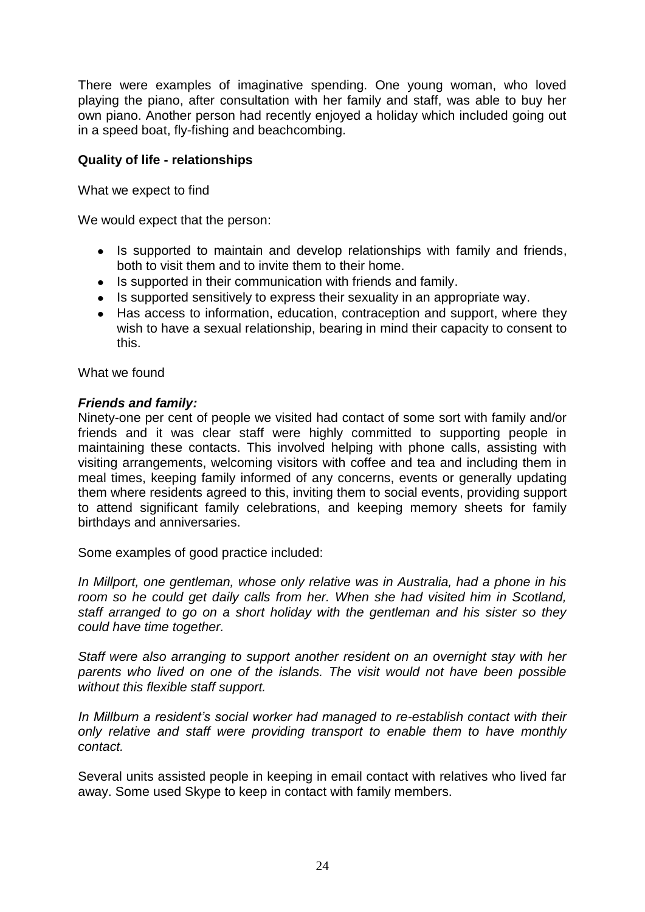There were examples of imaginative spending. One young woman, who loved playing the piano, after consultation with her family and staff, was able to buy her own piano. Another person had recently enjoyed a holiday which included going out in a speed boat, fly-fishing and beachcombing.

**Quality of life - relationships**

What we expect to find

We would expect that the person:

- Is supported to maintain and develop relationships with family and friends, both to visit them and to invite them to their home.
- Is supported in their communication with friends and family.
- Is supported sensitively to express their sexuality in an appropriate way.
- Has access to information, education, contraception and support, where they wish to have a sexual relationship, bearing in mind their capacity to consent to this.

What we found

***Friends and family:***
Ninety-one per cent of people we visited had contact of some sort with family and/or friends and it was clear staff were highly committed to supporting people in maintaining these contacts. This involved helping with phone calls, assisting with visiting arrangements, welcoming visitors with coffee and tea and including them in meal times, keeping family informed of any concerns, events or generally updating them where residents agreed to this, inviting them to social events, providing support to attend significant family celebrations, and keeping memory sheets for family birthdays and anniversaries.

Some examples of good practice included:

*In Millport, one gentleman, whose only relative was in Australia, had a phone in his room so he could get daily calls from her. When she had visited him in Scotland, staff arranged to go on a short holiday with the gentleman and his sister so they could have time together.*

*Staff were also arranging to support another resident on an overnight stay with her parents who lived on one of the islands. The visit would not have been possible without this flexible staff support.*

*In Millburn a resident's social worker had managed to re-establish contact with their only relative and staff were providing transport to enable them to have monthly contact.*

Several units assisted people in keeping in email contact with relatives who lived far away. Some used Skype to keep in contact with family members.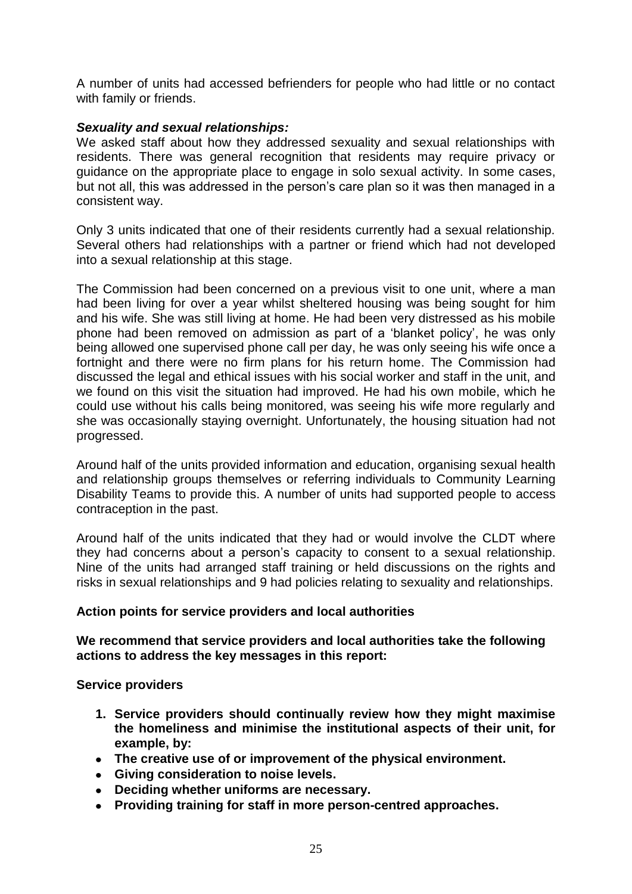A number of units had accessed befrienders for people who had little or no contact with family or friends.

***Sexuality and sexual relationships:***

We asked staff about how they addressed sexuality and sexual relationships with residents. There was general recognition that residents may require privacy or guidance on the appropriate place to engage in solo sexual activity. In some cases, but not all, this was addressed in the person's care plan so it was then managed in a consistent way.

Only 3 units indicated that one of their residents currently had a sexual relationship. Several others had relationships with a partner or friend which had not developed into a sexual relationship at this stage.

The Commission had been concerned on a previous visit to one unit, where a man had been living for over a year whilst sheltered housing was being sought for him and his wife. She was still living at home. He had been very distressed as his mobile phone had been removed on admission as part of a 'blanket policy', he was only being allowed one supervised phone call per day, he was only seeing his wife once a fortnight and there were no firm plans for his return home. The Commission had discussed the legal and ethical issues with his social worker and staff in the unit, and we found on this visit the situation had improved. He had his own mobile, which he could use without his calls being monitored, was seeing his wife more regularly and she was occasionally staying overnight. Unfortunately, the housing situation had not progressed.

Around half of the units provided information and education, organising sexual health and relationship groups themselves or referring individuals to Community Learning Disability Teams to provide this. A number of units had supported people to access contraception in the past.

Around half of the units indicated that they had or would involve the CLDT where they had concerns about a person's capacity to consent to a sexual relationship. Nine of the units had arranged staff training or held discussions on the rights and risks in sexual relationships and 9 had policies relating to sexuality and relationships.

**Action points for service providers and local authorities**

**We recommend that service providers and local authorities take the following actions to address the key messages in this report:**

**Service providers**

1. **Service providers should continually review how they might maximise the homeliness and minimise the institutional aspects of their unit, for example, by:**
   - **The creative use of or improvement of the physical environment.**
   - **Giving consideration to noise levels.**
   - **Deciding whether uniforms are necessary.**
   - **Providing training for staff in more person-centred approaches.**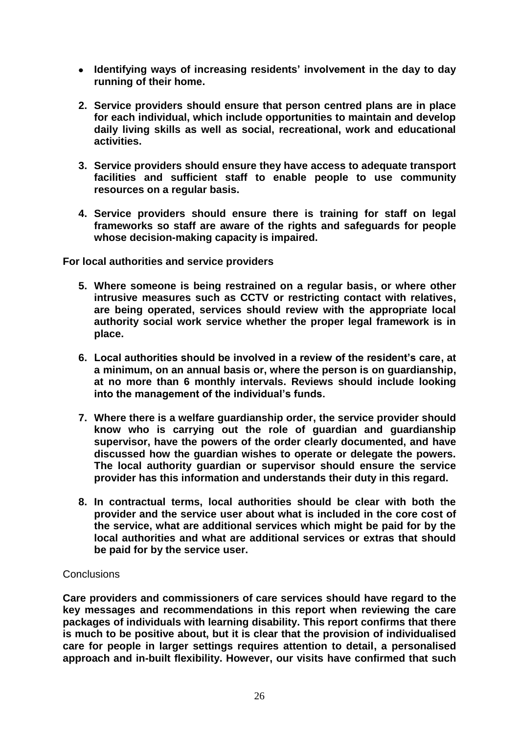- **Identifying ways of increasing residents' involvement in the day to day running of their home.**

2. **Service providers should ensure that person centred plans are in place for each individual, which include opportunities to maintain and develop daily living skills as well as social, recreational, work and educational activities.**

3. **Service providers should ensure they have access to adequate transport facilities and sufficient staff to enable people to use community resources on a regular basis.**

4. **Service providers should ensure there is training for staff on legal frameworks so staff are aware of the rights and safeguards for people whose decision-making capacity is impaired.**

**For local authorities and service providers**

5. **Where someone is being restrained on a regular basis, or where other intrusive measures such as CCTV or restricting contact with relatives, are being operated, services should review with the appropriate local authority social work service whether the proper legal framework is in place.**

6. **Local authorities should be involved in a review of the resident's care, at a minimum, on an annual basis or, where the person is on guardianship, at no more than 6 monthly intervals. Reviews should include looking into the management of the individual's funds.**

7. **Where there is a welfare guardianship order, the service provider should know who is carrying out the role of guardian and guardianship supervisor, have the powers of the order clearly documented, and have discussed how the guardian wishes to operate or delegate the powers. The local authority guardian or supervisor should ensure the service provider has this information and understands their duty in this regard.**

8. **In contractual terms, local authorities should be clear with both the provider and the service user about what is included in the core cost of the service, what are additional services which might be paid for by the local authorities and what are additional services or extras that should be paid for by the service user.**

Conclusions

**Care providers and commissioners of care services should have regard to the key messages and recommendations in this report when reviewing the care packages of individuals with learning disability. This report confirms that there is much to be positive about, but it is clear that the provision of individualised care for people in larger settings requires attention to detail, a personalised approach and in-built flexibility. However, our visits have confirmed that such**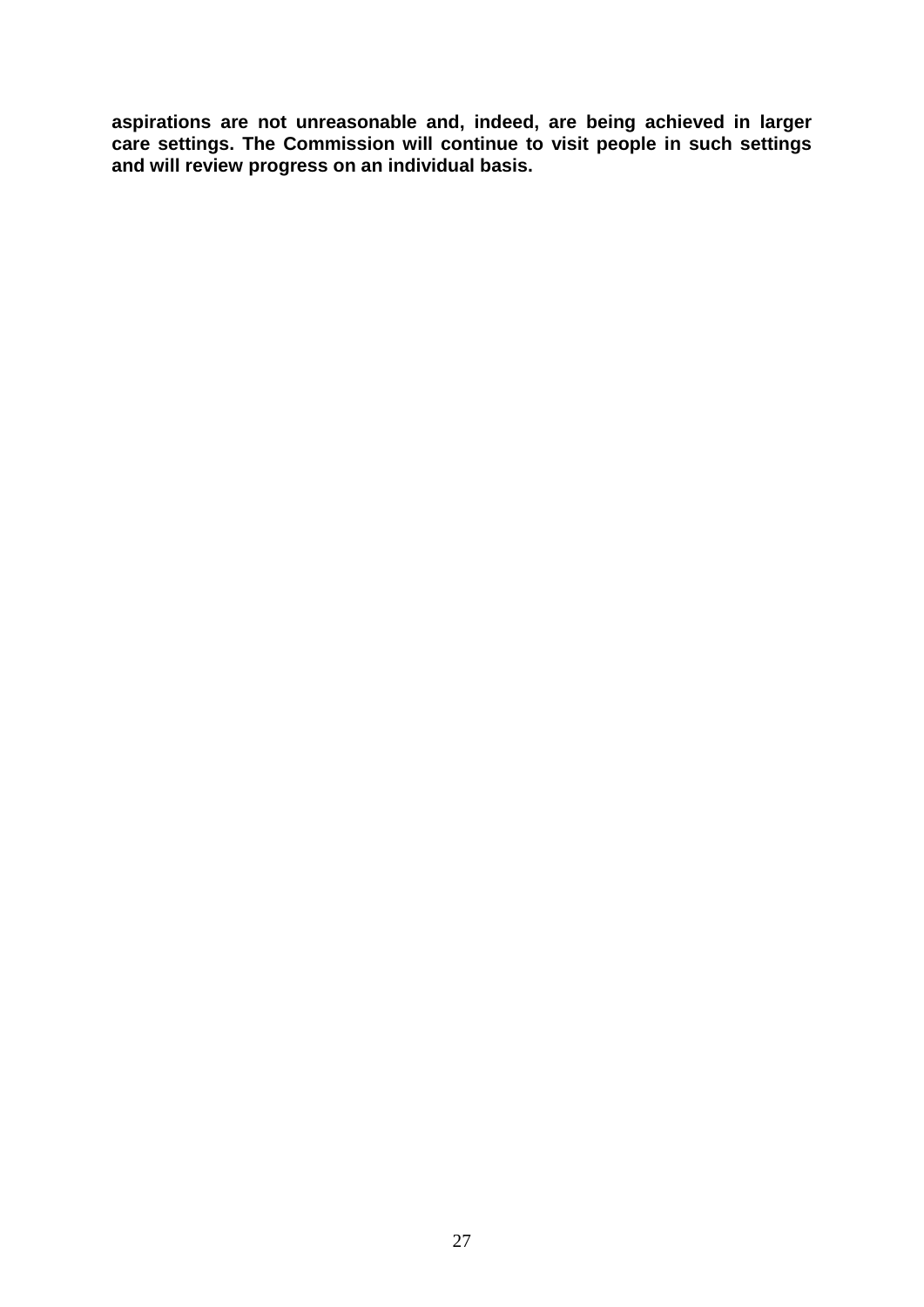**aspirations are not unreasonable and, indeed, are being achieved in larger care settings. The Commission will continue to visit people in such settings and will review progress on an individual basis.**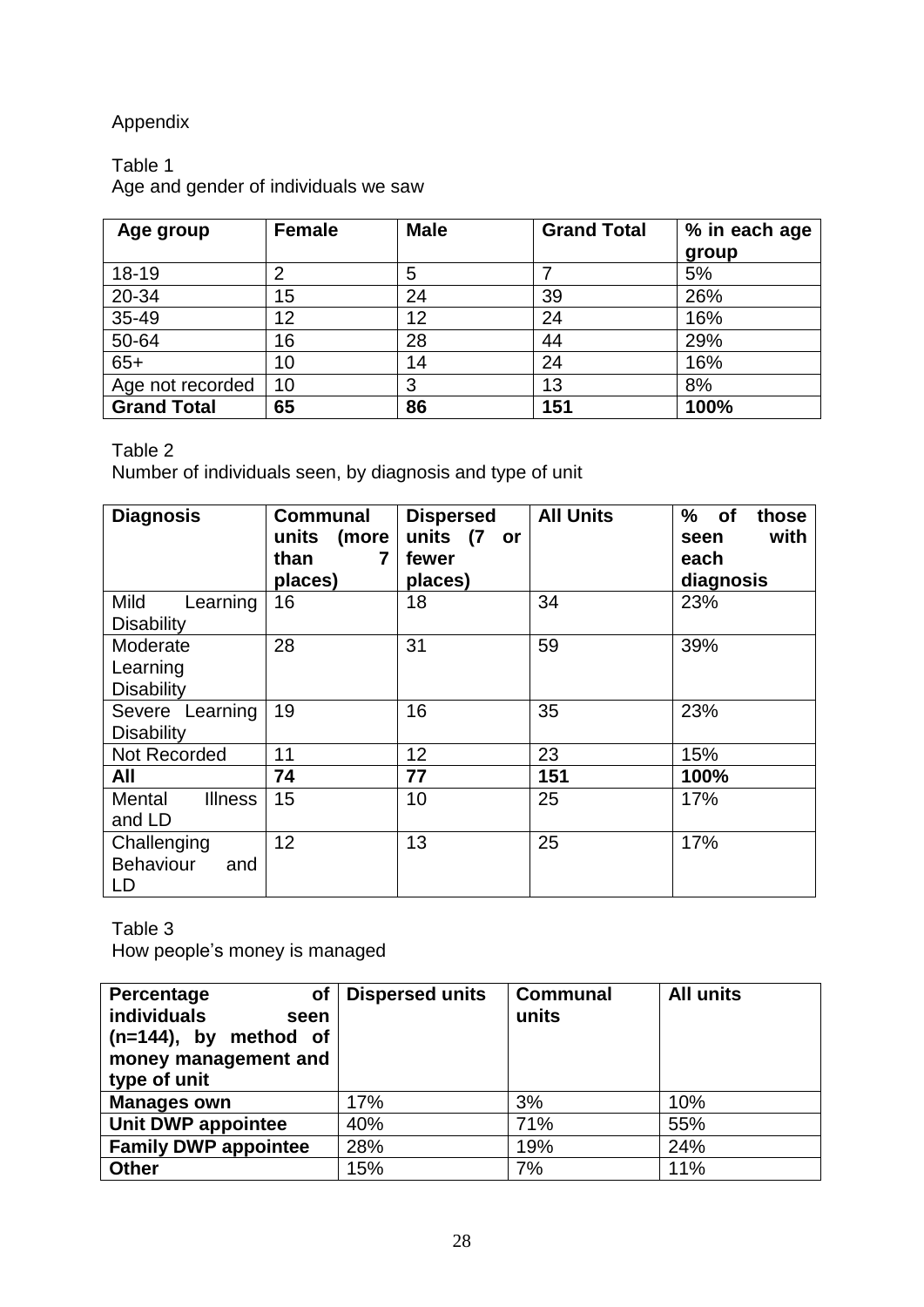Appendix

Table 1
Age and gender of individuals we saw

| Age group | Female | Male | Grand Total | % in each age group |
|---|---|---|---|---|
| 18-19 | 2 | 5 | 7 | 5% |
| 20-34 | 15 | 24 | 39 | 26% |
| 35-49 | 12 | 12 | 24 | 16% |
| 50-64 | 16 | 28 | 44 | 29% |
| 65+ | 10 | 14 | 24 | 16% |
| Age not recorded | 10 | 3 | 13 | 8% |
| **Grand Total** | **65** | **86** | **151** | **100%** |

Table 2
Number of individuals seen, by diagnosis and type of unit

| Diagnosis | Communal units (more than 7 places) | Dispersed units (7 or fewer places) | All Units | % of those seen with each diagnosis |
|---|---|---|---|---|
| Mild Learning Disability | 16 | 18 | 34 | 23% |
| Moderate Learning Disability | 28 | 31 | 59 | 39% |
| Severe Learning Disability | 19 | 16 | 35 | 23% |
| Not Recorded | 11 | 12 | 23 | 15% |
| **All** | **74** | **77** | **151** | **100%** |
| Mental Illness and LD | 15 | 10 | 25 | 17% |
| Challenging Behaviour and LD | 12 | 13 | 25 | 17% |

Table 3
How people's money is managed

| Percentage of individuals seen (n=144), by method of money management and type of unit | Dispersed units | Communal units | All units |
|---|---|---|---|
| **Manages own** | 17% | 3% | 10% |
| **Unit DWP appointee** | 40% | 71% | 55% |
| **Family DWP appointee** | 28% | 19% | 24% |
| **Other** | 15% | 7% | 11% |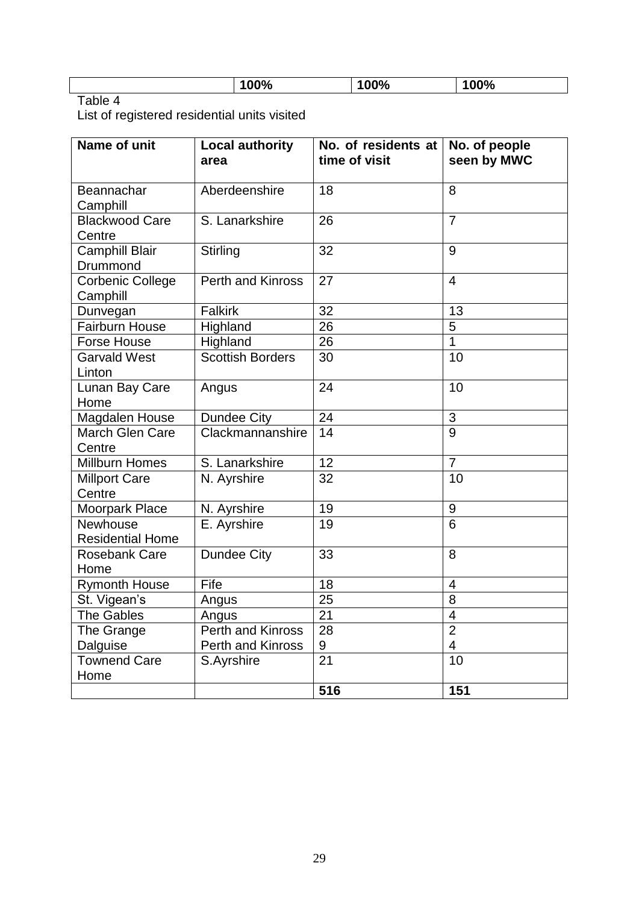| | 100% | 100% | 100% |
|---|---|---|---|

Table 4

List of registered residential units visited

| Name of unit | Local authority area | No. of residents at time of visit | No. of people seen by MWC |
|---|---|---|---|
| Beannachar Camphill | Aberdeenshire | 18 | 8 |
| Blackwood Care Centre | S. Lanarkshire | 26 | 7 |
| Camphill Blair Drummond | Stirling | 32 | 9 |
| Corbenic College Camphill | Perth and Kinross | 27 | 4 |
| Dunvegan | Falkirk | 32 | 13 |
| Fairburn House | Highland | 26 | 5 |
| Forse House | Highland | 26 | 1 |
| Garvald West Linton | Scottish Borders | 30 | 10 |
| Lunan Bay Care Home | Angus | 24 | 10 |
| Magdalen House | Dundee City | 24 | 3 |
| March Glen Care Centre | Clackmannanshire | 14 | 9 |
| Millburn Homes | S. Lanarkshire | 12 | 7 |
| Millport Care Centre | N. Ayrshire | 32 | 10 |
| Moorpark Place | N. Ayrshire | 19 | 9 |
| Newhouse Residential Home | E. Ayrshire | 19 | 6 |
| Rosebank Care Home | Dundee City | 33 | 8 |
| Rymonth House | Fife | 18 | 4 |
| St. Vigean's | Angus | 25 | 8 |
| The Gables | Angus | 21 | 4 |
| The Grange | Perth and Kinross | 28 | 2 |
| Dalguise | Perth and Kinross | 9 | 4 |
| Townend Care Home | S.Ayrshire | 21 | 10 |
| | | **516** | **151** |